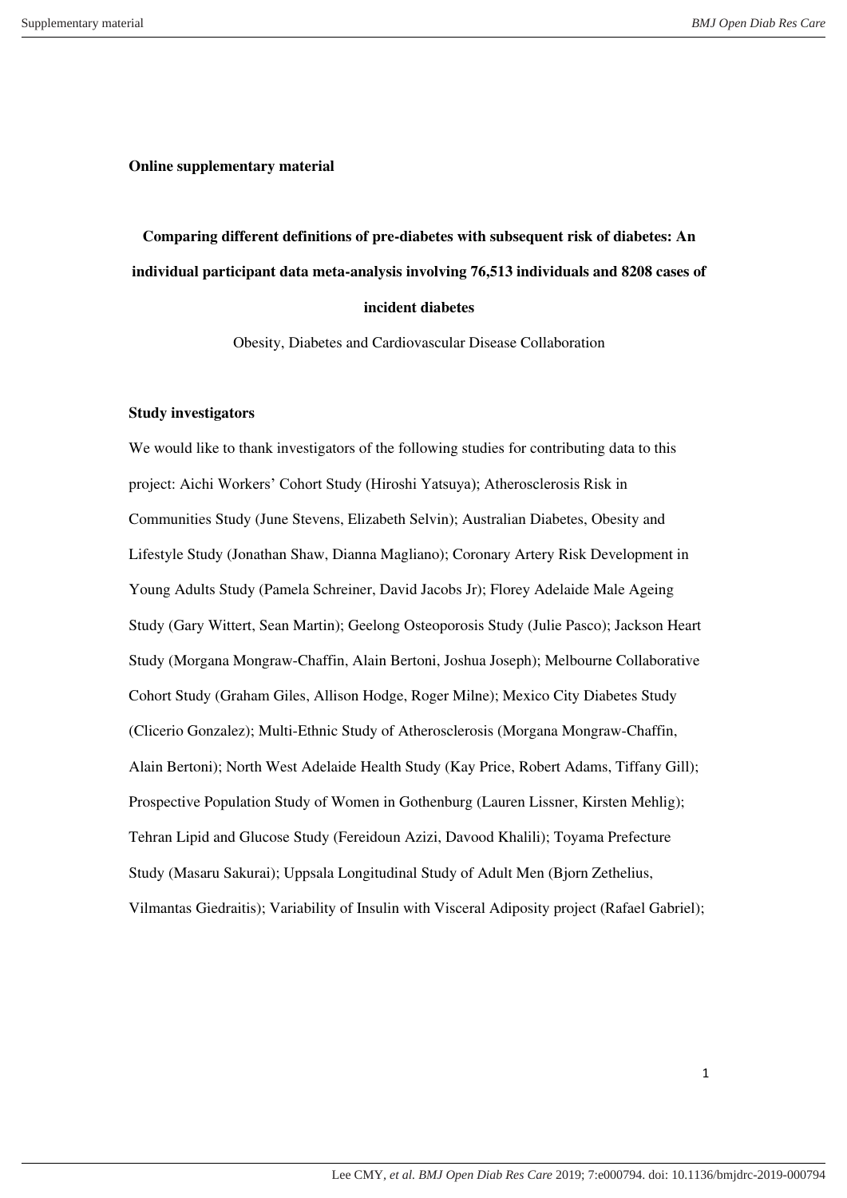**Online supplementary material**

**Comparing different definitions of pre-diabetes with subsequent risk of diabetes: An individual participant data meta-analysis involving 76,513 individuals and 8208 cases of incident diabetes**

Obesity, Diabetes and Cardiovascular Disease Collaboration

**Study investigators**

We would like to thank investigators of the following studies for contributing data to this project: Aichi Workers' Cohort Study (Hiroshi Yatsuya); Atherosclerosis Risk in Communities Study (June Stevens, Elizabeth Selvin); Australian Diabetes, Obesity and Lifestyle Study (Jonathan Shaw, Dianna Magliano); Coronary Artery Risk Development in Young Adults Study (Pamela Schreiner, David Jacobs Jr); Florey Adelaide Male Ageing Study (Gary Wittert, Sean Martin); Geelong Osteoporosis Study (Julie Pasco); Jackson Heart Study (Morgana Mongraw-Chaffin, Alain Bertoni, Joshua Joseph); Melbourne Collaborative Cohort Study (Graham Giles, Allison Hodge, Roger Milne); Mexico City Diabetes Study (Clicerio Gonzalez); Multi-Ethnic Study of Atherosclerosis (Morgana Mongraw-Chaffin, Alain Bertoni); North West Adelaide Health Study (Kay Price, Robert Adams, Tiffany Gill); Prospective Population Study of Women in Gothenburg (Lauren Lissner, Kirsten Mehlig); Tehran Lipid and Glucose Study (Fereidoun Azizi, Davood Khalili); Toyama Prefecture Study (Masaru Sakurai); Uppsala Longitudinal Study of Adult Men (Bjorn Zethelius, Vilmantas Giedraitis); Variability of Insulin with Visceral Adiposity project (Rafael Gabriel);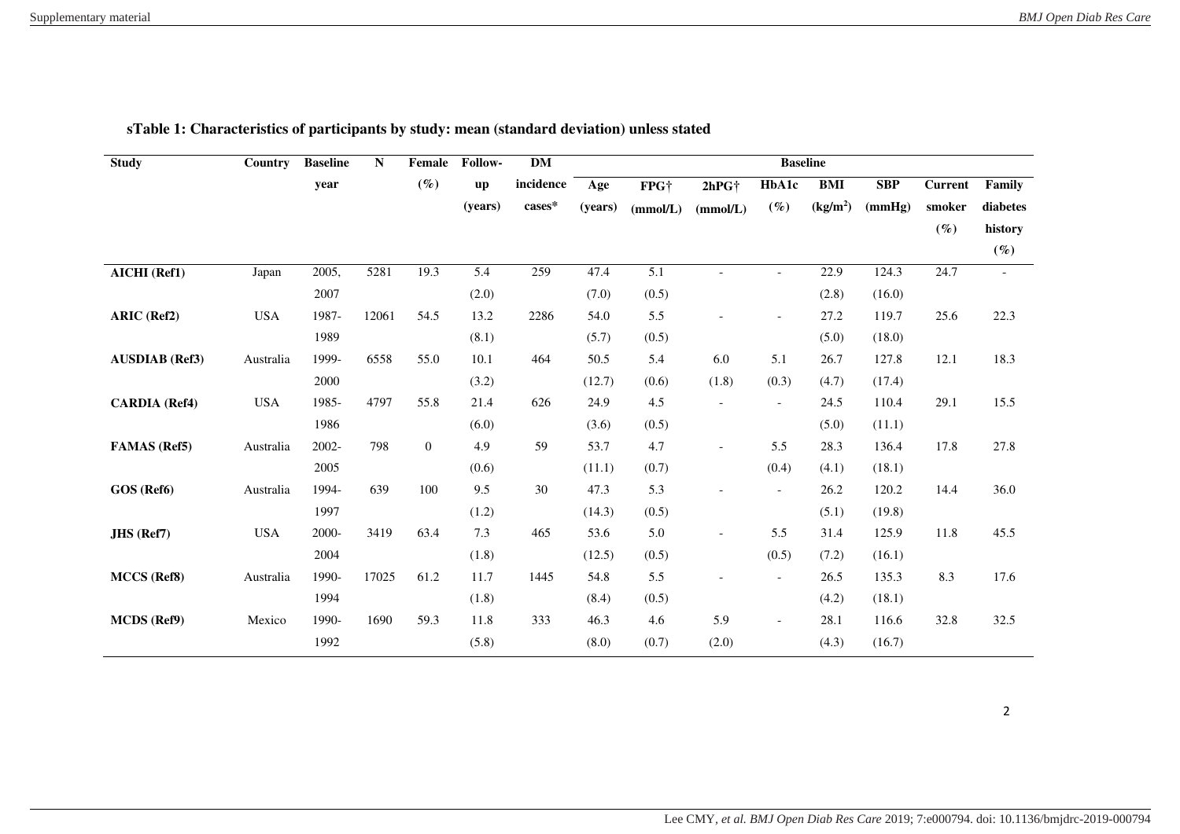**sTable 1: Characteristics of participants by study: mean (standard deviation) unless stated**

| Study | Country | Baseline year | N | Female (%) | Follow-up (years) | DM incidence cases* | Baseline | | | | | | | |
|---|---|---|---|---|---|---|---|---|---|---|---|---|---|---|
| | | | | | | | Age (years) | FPG† (mmol/L) | 2hPG† (mmol/L) | HbA1c (%) | BMI (kg/m$^2$) | SBP (mmHg) | Current smoker (%) | Family diabetes history (%) |
| **AICHI (Ref1)** | Japan | 2005, 2007 | 5281 | 19.3 | 5.4 (2.0) | 259 | 47.4 (7.0) | 5.1 (0.5) | - | - | 22.9 (2.8) | 124.3 (16.0) | 24.7 | - |
| **ARIC (Ref2)** | USA | 1987-1989 | 12061 | 54.5 | 13.2 (8.1) | 2286 | 54.0 (5.7) | 5.5 (0.5) | - | - | 27.2 (5.0) | 119.7 (18.0) | 25.6 | 22.3 |
| **AUSDIAB (Ref3)** | Australia | 1999-2000 | 6558 | 55.0 | 10.1 (3.2) | 464 | 50.5 (12.7) | 5.4 (0.6) | 6.0 (1.8) | 5.1 (0.3) | 26.7 (4.7) | 127.8 (17.4) | 12.1 | 18.3 |
| **CARDIA (Ref4)** | USA | 1985-1986 | 4797 | 55.8 | 21.4 (6.0) | 626 | 24.9 (3.6) | 4.5 (0.5) | - | - | 24.5 (5.0) | 110.4 (11.1) | 29.1 | 15.5 |
| **FAMAS (Ref5)** | Australia | 2002-2005 | 798 | 0 | 4.9 (0.6) | 59 | 53.7 (11.1) | 4.7 (0.7) | - | 5.5 (0.4) | 28.3 (4.1) | 136.4 (18.1) | 17.8 | 27.8 |
| **GOS (Ref6)** | Australia | 1994-1997 | 639 | 100 | 9.5 (1.2) | 30 | 47.3 (14.3) | 5.3 (0.5) | - | - | 26.2 (5.1) | 120.2 (19.8) | 14.4 | 36.0 |
| **JHS (Ref7)** | USA | 2000-2004 | 3419 | 63.4 | 7.3 (1.8) | 465 | 53.6 (12.5) | 5.0 (0.5) | - | 5.5 (0.5) | 31.4 (7.2) | 125.9 (16.1) | 11.8 | 45.5 |
| **MCCS (Ref8)** | Australia | 1990-1994 | 17025 | 61.2 | 11.7 (1.8) | 1445 | 54.8 (8.4) | 5.5 (0.5) | - | - | 26.5 (4.2) | 135.3 (18.1) | 8.3 | 17.6 |
| **MCDS (Ref9)** | Mexico | 1990-1992 | 1690 | 59.3 | 11.8 (5.8) | 333 | 46.3 (8.0) | 4.6 (0.7) | 5.9 (2.0) | - | 28.1 (4.3) | 116.6 (16.7) | 32.8 | 32.5 |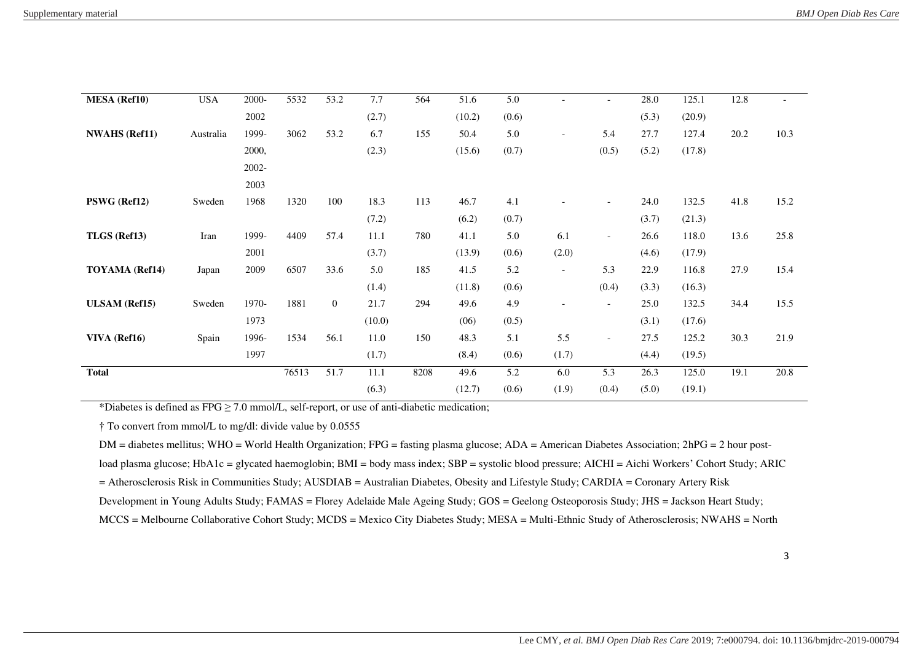| | | | | | | | | | | | | | | |
|---|---|---|---|---|---|---|---|---|---|---|---|---|---|---|
| **MESA (Ref10)** | USA | 2000-2002 | 5532 | 53.2 | 7.7 (2.7) | 564 | 51.6 (10.2) | 5.0 (0.6) | - | - | 28.0 (5.3) | 125.1 (20.9) | 12.8 | - |
| **NWAHS (Ref11)** | Australia | 1999-2000, 2002-2003 | 3062 | 53.2 | 6.7 (2.3) | 155 | 50.4 (15.6) | 5.0 (0.7) | - | 5.4 (0.5) | 27.7 (5.2) | 127.4 (17.8) | 20.2 | 10.3 |
| **PSWG (Ref12)** | Sweden | 1968 | 1320 | 100 | 18.3 (7.2) | 113 | 46.7 (6.2) | 4.1 (0.7) | - | - | 24.0 (3.7) | 132.5 (21.3) | 41.8 | 15.2 |
| **TLGS (Ref13)** | Iran | 1999-2001 | 4409 | 57.4 | 11.1 (3.7) | 780 | 41.1 (13.9) | 5.0 (0.6) | 6.1 (2.0) | - | 26.6 (4.6) | 118.0 (17.9) | 13.6 | 25.8 |
| **TOYAMA (Ref14)** | Japan | 2009 | 6507 | 33.6 | 5.0 (1.4) | 185 | 41.5 (11.8) | 5.2 (0.6) | - | 5.3 (0.4) | 22.9 (3.3) | 116.8 (16.3) | 27.9 | 15.4 |
| **ULSAM (Ref15)** | Sweden | 1970-1973 | 1881 | 0 | 21.7 (10.0) | 294 | 49.6 (06) | 4.9 (0.5) | - | - | 25.0 (3.1) | 132.5 (17.6) | 34.4 | 15.5 |
| **VIVA (Ref16)** | Spain | 1996-1997 | 1534 | 56.1 | 11.0 (1.7) | 150 | 48.3 (8.4) | 5.1 (0.6) | 5.5 (1.7) | - | 27.5 (4.4) | 125.2 (19.5) | 30.3 | 21.9 |
| **Total** | | | 76513 | 51.7 | 11.1 (6.3) | 8208 | 49.6 (12.7) | 5.2 (0.6) | 6.0 (1.9) | 5.3 (0.4) | 26.3 (5.0) | 125.0 (19.1) | 19.1 | 20.8 |

*Diabetes is defined as FPG ≥ 7.0 mmol/L, self-report, or use of anti-diabetic medication;

† To convert from mmol/L to mg/dl: divide value by 0.0555

DM = diabetes mellitus; WHO = World Health Organization; FPG = fasting plasma glucose; ADA = American Diabetes Association; 2hPG = 2 hour post-load plasma glucose; HbA1c = glycated haemoglobin; BMI = body mass index; SBP = systolic blood pressure; AICHI = Aichi Workers' Cohort Study; ARIC = Atherosclerosis Risk in Communities Study; AUSDIAB = Australian Diabetes, Obesity and Lifestyle Study; CARDIA = Coronary Artery Risk Development in Young Adults Study; FAMAS = Florey Adelaide Male Ageing Study; GOS = Geelong Osteoporosis Study; JHS = Jackson Heart Study; MCCS = Melbourne Collaborative Cohort Study; MCDS = Mexico City Diabetes Study; MESA = Multi-Ethnic Study of Atherosclerosis; NWAHS = North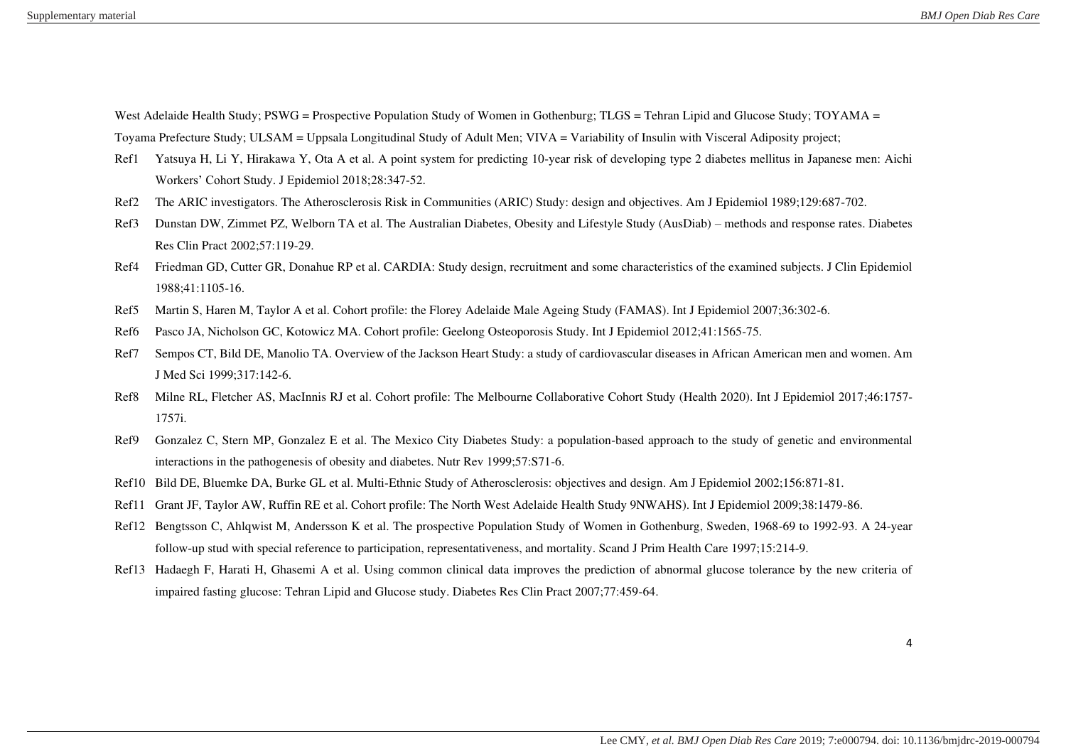West Adelaide Health Study; PSWG = Prospective Population Study of Women in Gothenburg; TLGS = Tehran Lipid and Glucose Study; TOYAMA = Toyama Prefecture Study; ULSAM = Uppsala Longitudinal Study of Adult Men; VIVA = Variability of Insulin with Visceral Adiposity project;

Ref1 Yatsuya H, Li Y, Hirakawa Y, Ota A et al. A point system for predicting 10-year risk of developing type 2 diabetes mellitus in Japanese men: Aichi Workers' Cohort Study. J Epidemiol 2018;28:347-52.

Ref2 The ARIC investigators. The Atherosclerosis Risk in Communities (ARIC) Study: design and objectives. Am J Epidemiol 1989;129:687-702.

Ref3 Dunstan DW, Zimmet PZ, Welborn TA et al. The Australian Diabetes, Obesity and Lifestyle Study (AusDiab) – methods and response rates. Diabetes Res Clin Pract 2002;57:119-29.

Ref4 Friedman GD, Cutter GR, Donahue RP et al. CARDIA: Study design, recruitment and some characteristics of the examined subjects. J Clin Epidemiol 1988;41:1105-16.

Ref5 Martin S, Haren M, Taylor A et al. Cohort profile: the Florey Adelaide Male Ageing Study (FAMAS). Int J Epidemiol 2007;36:302-6.

Ref6 Pasco JA, Nicholson GC, Kotowicz MA. Cohort profile: Geelong Osteoporosis Study. Int J Epidemiol 2012;41:1565-75.

Ref7 Sempos CT, Bild DE, Manolio TA. Overview of the Jackson Heart Study: a study of cardiovascular diseases in African American men and women. Am J Med Sci 1999;317:142-6.

Ref8 Milne RL, Fletcher AS, MacInnis RJ et al. Cohort profile: The Melbourne Collaborative Cohort Study (Health 2020). Int J Epidemiol 2017;46:1757-1757i.

Ref9 Gonzalez C, Stern MP, Gonzalez E et al. The Mexico City Diabetes Study: a population-based approach to the study of genetic and environmental interactions in the pathogenesis of obesity and diabetes. Nutr Rev 1999;57:S71-6.

Ref10 Bild DE, Bluemke DA, Burke GL et al. Multi-Ethnic Study of Atherosclerosis: objectives and design. Am J Epidemiol 2002;156:871-81.

Ref11 Grant JF, Taylor AW, Ruffin RE et al. Cohort profile: The North West Adelaide Health Study 9NWAHS). Int J Epidemiol 2009;38:1479-86.

Ref12 Bengtsson C, Ahlqwist M, Andersson K et al. The prospective Population Study of Women in Gothenburg, Sweden, 1968-69 to 1992-93. A 24-year follow-up stud with special reference to participation, representativeness, and mortality. Scand J Prim Health Care 1997;15:214-9.

Ref13 Hadaegh F, Harati H, Ghasemi A et al. Using common clinical data improves the prediction of abnormal glucose tolerance by the new criteria of impaired fasting glucose: Tehran Lipid and Glucose study. Diabetes Res Clin Pract 2007;77:459-64.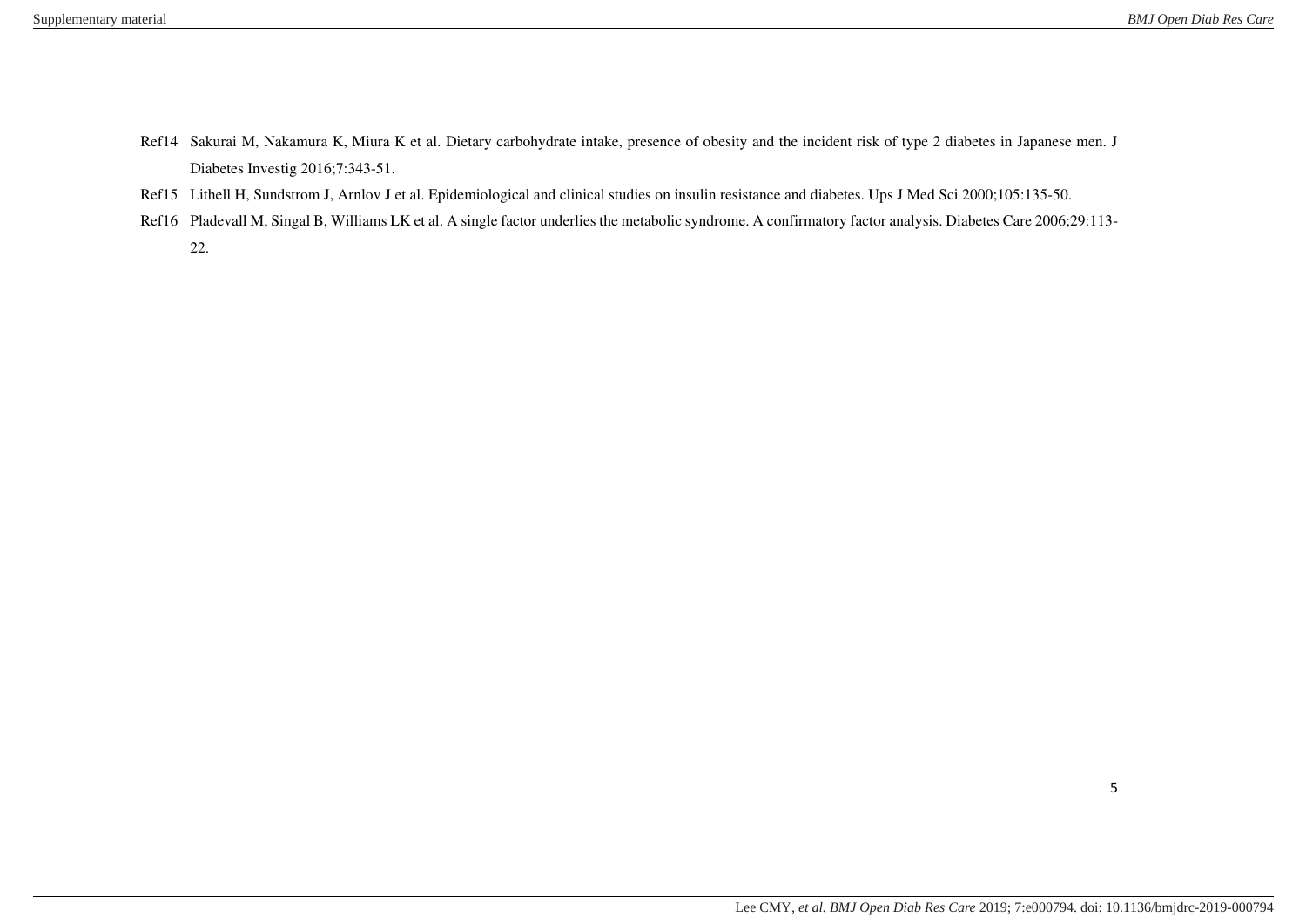Ref14 Sakurai M, Nakamura K, Miura K et al. Dietary carbohydrate intake, presence of obesity and the incident risk of type 2 diabetes in Japanese men. J Diabetes Investig 2016;7:343-51.

Ref15 Lithell H, Sundstrom J, Arnlov J et al. Epidemiological and clinical studies on insulin resistance and diabetes. Ups J Med Sci 2000;105:135-50.

Ref16 Pladevall M, Singal B, Williams LK et al. A single factor underlies the metabolic syndrome. A confirmatory factor analysis. Diabetes Care 2006;29:113-22.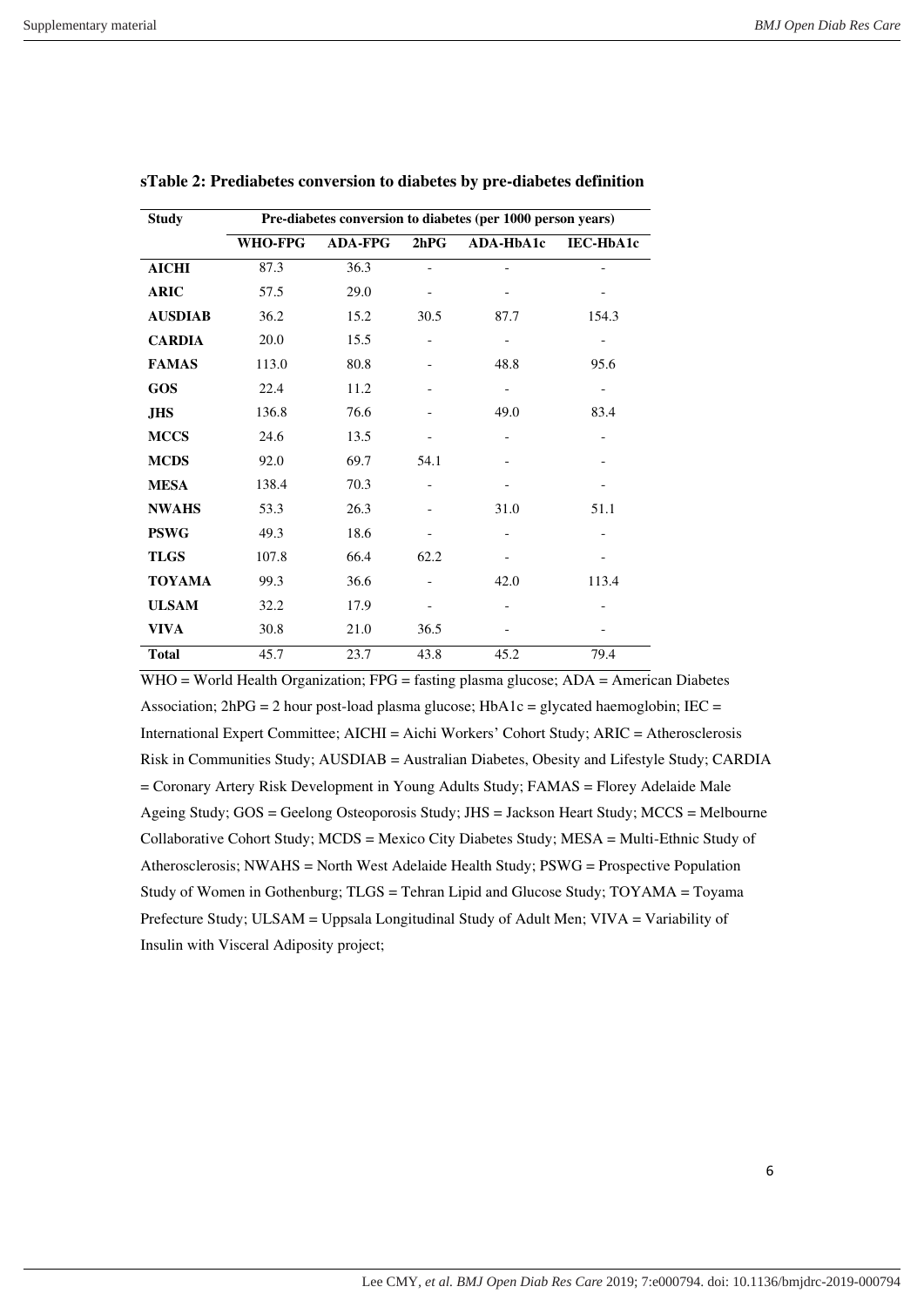**sTable 2: Prediabetes conversion to diabetes by pre-diabetes definition**

| Study | Pre-diabetes conversion to diabetes (per 1000 person years) | | | | |
|---|---|---|---|---|---|
| | WHO-FPG | ADA-FPG | 2hPG | ADA-HbA1c | IEC-HbA1c |
| **AICHI** | 87.3 | 36.3 | - | - | - |
| **ARIC** | 57.5 | 29.0 | - | - | - |
| **AUSDIAB** | 36.2 | 15.2 | 30.5 | 87.7 | 154.3 |
| **CARDIA** | 20.0 | 15.5 | - | - | - |
| **FAMAS** | 113.0 | 80.8 | - | 48.8 | 95.6 |
| **GOS** | 22.4 | 11.2 | - | - | - |
| **JHS** | 136.8 | 76.6 | - | 49.0 | 83.4 |
| **MCCS** | 24.6 | 13.5 | - | - | - |
| **MCDS** | 92.0 | 69.7 | 54.1 | - | - |
| **MESA** | 138.4 | 70.3 | - | - | - |
| **NWAHS** | 53.3 | 26.3 | - | 31.0 | 51.1 |
| **PSWG** | 49.3 | 18.6 | - | - | - |
| **TLGS** | 107.8 | 66.4 | 62.2 | - | - |
| **TOYAMA** | 99.3 | 36.6 | - | 42.0 | 113.4 |
| **ULSAM** | 32.2 | 17.9 | - | - | - |
| **VIVA** | 30.8 | 21.0 | 36.5 | - | - |
| **Total** | 45.7 | 23.7 | 43.8 | 45.2 | 79.4 |

WHO = World Health Organization; FPG = fasting plasma glucose; ADA = American Diabetes Association; 2hPG = 2 hour post-load plasma glucose; HbA1c = glycated haemoglobin; IEC = International Expert Committee; AICHI = Aichi Workers' Cohort Study; ARIC = Atherosclerosis Risk in Communities Study; AUSDIAB = Australian Diabetes, Obesity and Lifestyle Study; CARDIA = Coronary Artery Risk Development in Young Adults Study; FAMAS = Florey Adelaide Male Ageing Study; GOS = Geelong Osteoporosis Study; JHS = Jackson Heart Study; MCCS = Melbourne Collaborative Cohort Study; MCDS = Mexico City Diabetes Study; MESA = Multi-Ethnic Study of Atherosclerosis; NWAHS = North West Adelaide Health Study; PSWG = Prospective Population Study of Women in Gothenburg; TLGS = Tehran Lipid and Glucose Study; TOYAMA = Toyama Prefecture Study; ULSAM = Uppsala Longitudinal Study of Adult Men; VIVA = Variability of Insulin with Visceral Adiposity project;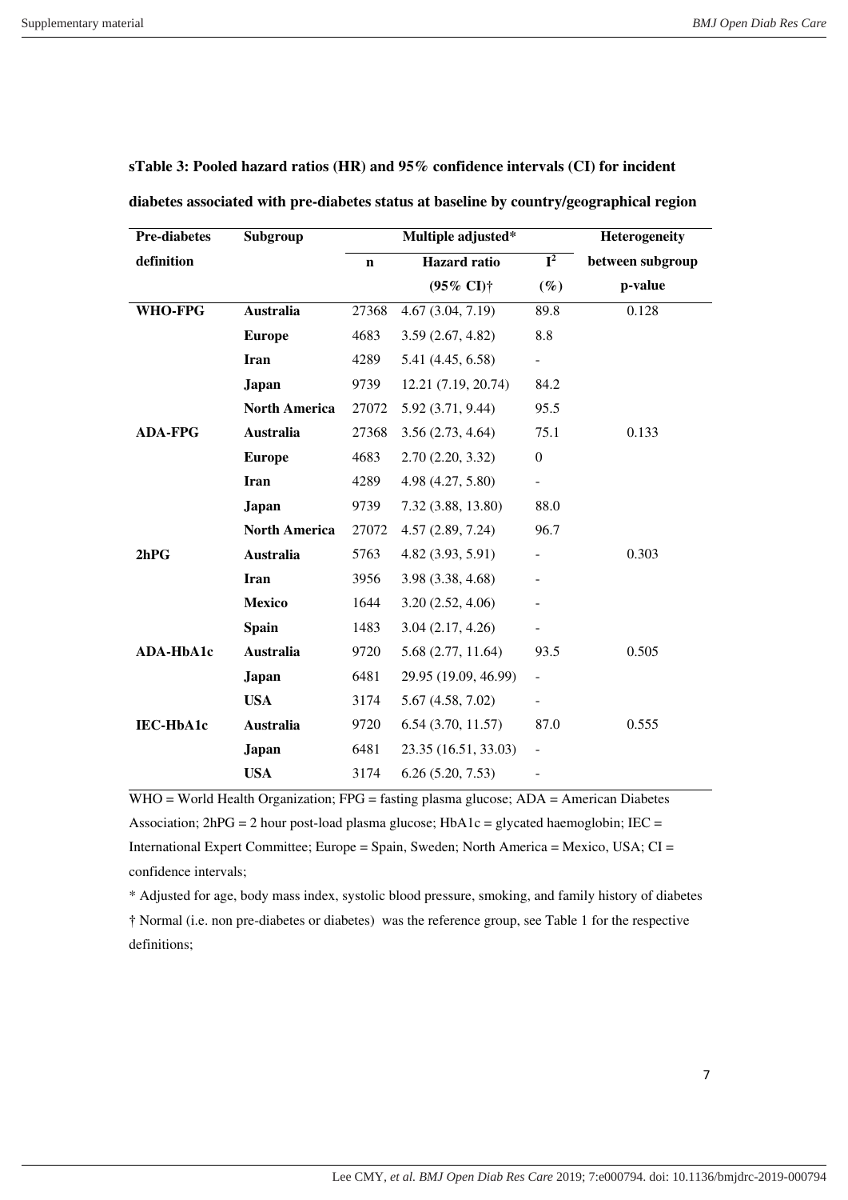**sTable 3: Pooled hazard ratios (HR) and 95% confidence intervals (CI) for incident diabetes associated with pre-diabetes status at baseline by country/geographical region**

| Pre-diabetes definition | Subgroup | Multiple adjusted* | | | Heterogeneity between subgroup p-value |
|---|---|---|---|---|---|
| | | n | Hazard ratio (95% CI)† | $I^2$ (%) | |
| **WHO-FPG** | **Australia** | 27368 | 4.67 (3.04, 7.19) | 89.8 | 0.128 |
| | **Europe** | 4683 | 3.59 (2.67, 4.82) | 8.8 | |
| | **Iran** | 4289 | 5.41 (4.45, 6.58) | - | |
| | **Japan** | 9739 | 12.21 (7.19, 20.74) | 84.2 | |
| | **North America** | 27072 | 5.92 (3.71, 9.44) | 95.5 | |
| **ADA-FPG** | **Australia** | 27368 | 3.56 (2.73, 4.64) | 75.1 | 0.133 |
| | **Europe** | 4683 | 2.70 (2.20, 3.32) | 0 | |
| | **Iran** | 4289 | 4.98 (4.27, 5.80) | - | |
| | **Japan** | 9739 | 7.32 (3.88, 13.80) | 88.0 | |
| | **North America** | 27072 | 4.57 (2.89, 7.24) | 96.7 | |
| **2hPG** | **Australia** | 5763 | 4.82 (3.93, 5.91) | - | 0.303 |
| | **Iran** | 3956 | 3.98 (3.38, 4.68) | - | |
| | **Mexico** | 1644 | 3.20 (2.52, 4.06) | - | |
| | **Spain** | 1483 | 3.04 (2.17, 4.26) | - | |
| **ADA-HbA1c** | **Australia** | 9720 | 5.68 (2.77, 11.64) | 93.5 | 0.505 |
| | **Japan** | 6481 | 29.95 (19.09, 46.99) | - | |
| | **USA** | 3174 | 5.67 (4.58, 7.02) | - | |
| **IEC-HbA1c** | **Australia** | 9720 | 6.54 (3.70, 11.57) | 87.0 | 0.555 |
| | **Japan** | 6481 | 23.35 (16.51, 33.03) | - | |
| | **USA** | 3174 | 6.26 (5.20, 7.53) | - | |

WHO = World Health Organization; FPG = fasting plasma glucose; ADA = American Diabetes Association; 2hPG = 2 hour post-load plasma glucose; HbA1c = glycated haemoglobin; IEC = International Expert Committee; Europe = Spain, Sweden; North America = Mexico, USA; CI = confidence intervals;

\* Adjusted for age, body mass index, systolic blood pressure, smoking, and family history of diabetes

† Normal (i.e. non pre-diabetes or diabetes) was the reference group, see Table 1 for the respective definitions;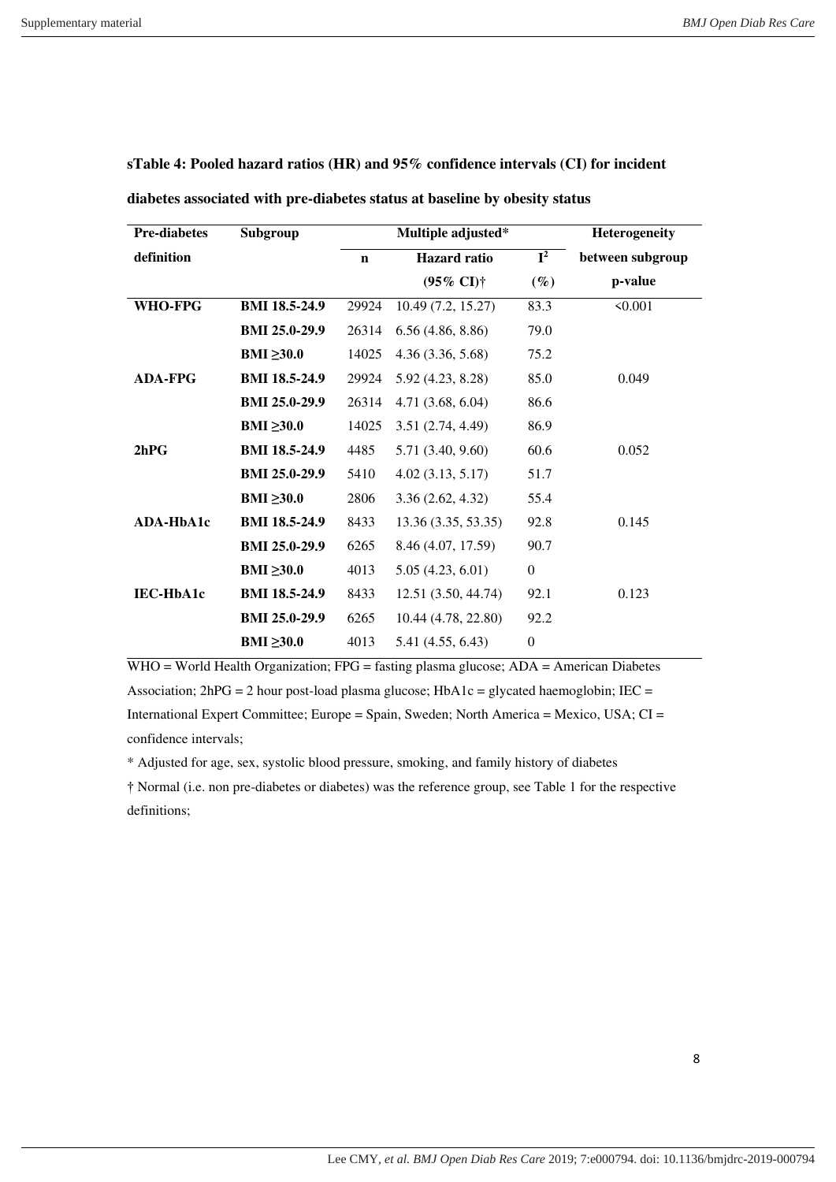**sTable 4: Pooled hazard ratios (HR) and 95% confidence intervals (CI) for incident diabetes associated with pre-diabetes status at baseline by obesity status**

| Pre-diabetes definition | Subgroup | Multiple adjusted* | | | Heterogeneity between subgroup p-value |
|---|---|---|---|---|---|
| | | n | Hazard ratio (95% CI)† | $I^2$ (%) | |
| **WHO-FPG** | **BMI 18.5-24.9** | 29924 | 10.49 (7.2, 15.27) | 83.3 | <0.001 |
| | **BMI 25.0-29.9** | 26314 | 6.56 (4.86, 8.86) | 79.0 | |
| | **BMI ≥30.0** | 14025 | 4.36 (3.36, 5.68) | 75.2 | |
| **ADA-FPG** | **BMI 18.5-24.9** | 29924 | 5.92 (4.23, 8.28) | 85.0 | 0.049 |
| | **BMI 25.0-29.9** | 26314 | 4.71 (3.68, 6.04) | 86.6 | |
| | **BMI ≥30.0** | 14025 | 3.51 (2.74, 4.49) | 86.9 | |
| **2hPG** | **BMI 18.5-24.9** | 4485 | 5.71 (3.40, 9.60) | 60.6 | 0.052 |
| | **BMI 25.0-29.9** | 5410 | 4.02 (3.13, 5.17) | 51.7 | |
| | **BMI ≥30.0** | 2806 | 3.36 (2.62, 4.32) | 55.4 | |
| **ADA-HbA1c** | **BMI 18.5-24.9** | 8433 | 13.36 (3.35, 53.35) | 92.8 | 0.145 |
| | **BMI 25.0-29.9** | 6265 | 8.46 (4.07, 17.59) | 90.7 | |
| | **BMI ≥30.0** | 4013 | 5.05 (4.23, 6.01) | 0 | |
| **IEC-HbA1c** | **BMI 18.5-24.9** | 8433 | 12.51 (3.50, 44.74) | 92.1 | 0.123 |
| | **BMI 25.0-29.9** | 6265 | 10.44 (4.78, 22.80) | 92.2 | |
| | **BMI ≥30.0** | 4013 | 5.41 (4.55, 6.43) | 0 | |

WHO = World Health Organization; FPG = fasting plasma glucose; ADA = American Diabetes Association; 2hPG = 2 hour post-load plasma glucose; HbA1c = glycated haemoglobin; IEC = International Expert Committee; Europe = Spain, Sweden; North America = Mexico, USA; CI = confidence intervals;

* Adjusted for age, sex, systolic blood pressure, smoking, and family history of diabetes

† Normal (i.e. non pre-diabetes or diabetes) was the reference group, see Table 1 for the respective definitions;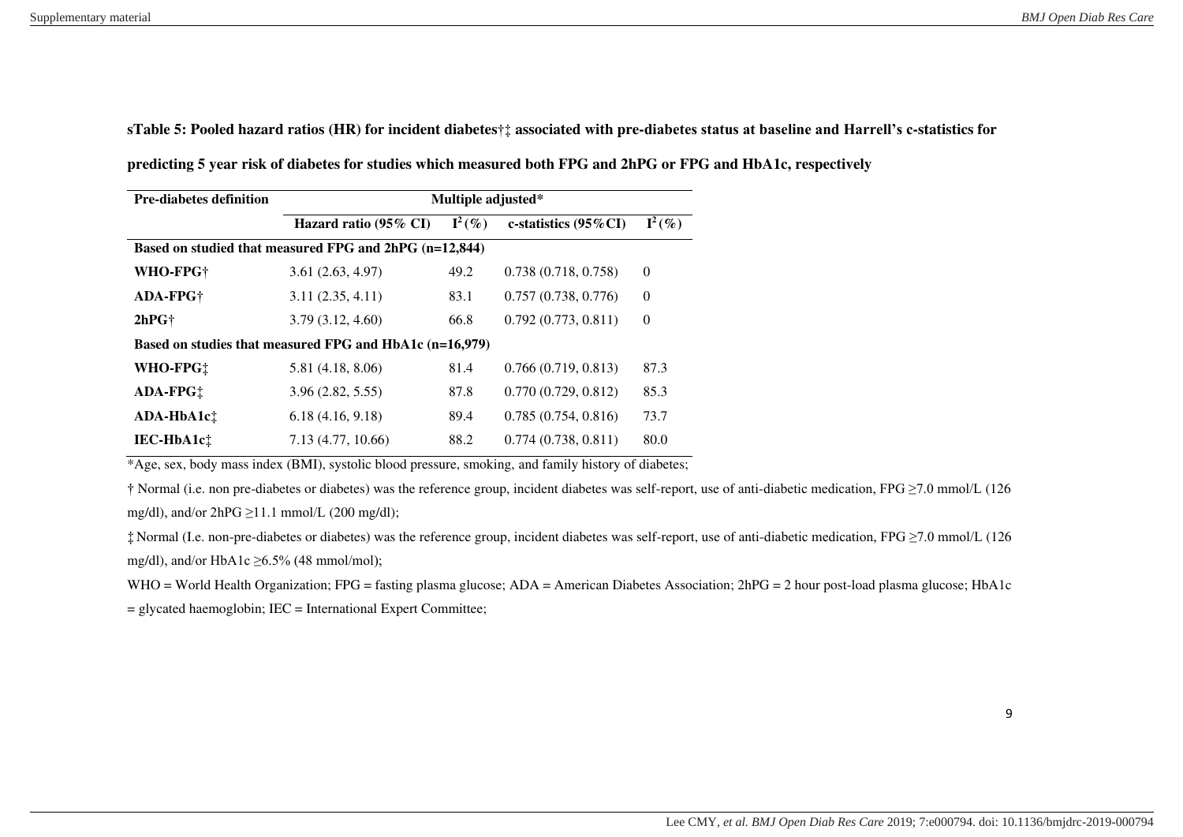**sTable 5: Pooled hazard ratios (HR) for incident diabetes†‡ associated with pre-diabetes status at baseline and Harrell's c-statistics for predicting 5 year risk of diabetes for studies which measured both FPG and 2hPG or FPG and HbA1c, respectively**

| Pre-diabetes definition | Multiple adjusted* | | | |
|---|---|---|---|---|
| | Hazard ratio (95% CI) | $I^2$(%) | c-statistics (95%CI) | $I^2$(%) |
| **Based on studied that measured FPG and 2hPG (n=12,844)** | | | | |
| **WHO-FPG†** | 3.61 (2.63, 4.97) | 49.2 | 0.738 (0.718, 0.758) | 0 |
| **ADA-FPG†** | 3.11 (2.35, 4.11) | 83.1 | 0.757 (0.738, 0.776) | 0 |
| **2hPG†** | 3.79 (3.12, 4.60) | 66.8 | 0.792 (0.773, 0.811) | 0 |
| **Based on studies that measured FPG and HbA1c (n=16,979)** | | | | |
| **WHO-FPG‡** | 5.81 (4.18, 8.06) | 81.4 | 0.766 (0.719, 0.813) | 87.3 |
| **ADA-FPG‡** | 3.96 (2.82, 5.55) | 87.8 | 0.770 (0.729, 0.812) | 85.3 |
| **ADA-HbA1c‡** | 6.18 (4.16, 9.18) | 89.4 | 0.785 (0.754, 0.816) | 73.7 |
| **IEC-HbA1c‡** | 7.13 (4.77, 10.66) | 88.2 | 0.774 (0.738, 0.811) | 80.0 |

*Age, sex, body mass index (BMI), systolic blood pressure, smoking, and family history of diabetes;

† Normal (i.e. non pre-diabetes or diabetes) was the reference group, incident diabetes was self-report, use of anti-diabetic medication, FPG ≥7.0 mmol/L (126 mg/dl), and/or 2hPG ≥11.1 mmol/L (200 mg/dl);

‡ Normal (I.e. non-pre-diabetes or diabetes) was the reference group, incident diabetes was self-report, use of anti-diabetic medication, FPG ≥7.0 mmol/L (126 mg/dl), and/or HbA1c ≥6.5% (48 mmol/mol);

WHO = World Health Organization; FPG = fasting plasma glucose; ADA = American Diabetes Association; 2hPG = 2 hour post-load plasma glucose; HbA1c = glycated haemoglobin; IEC = International Expert Committee;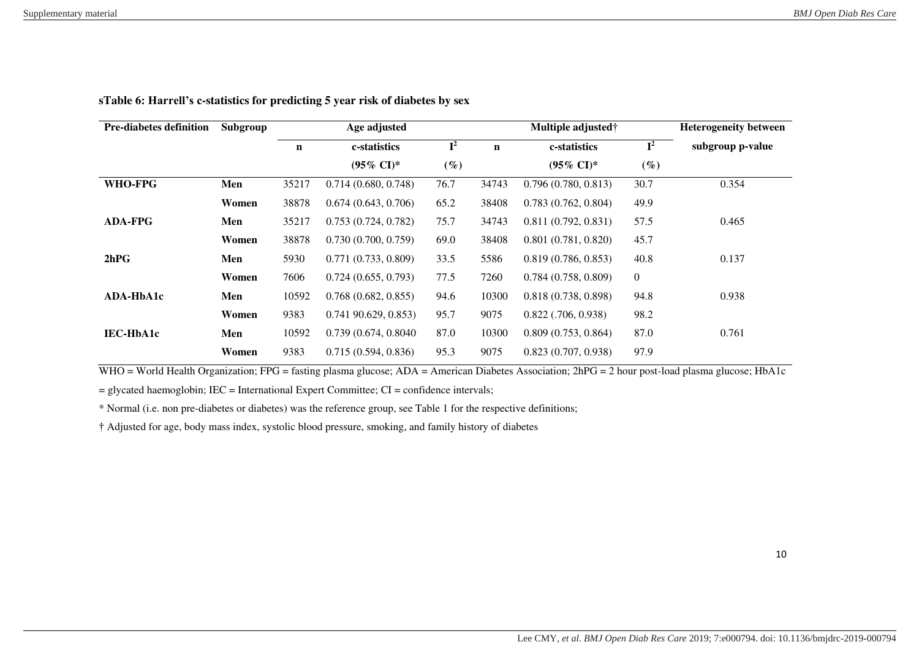**sTable 6: Harrell's c-statistics for predicting 5 year risk of diabetes by sex**

| Pre-diabetes definition | Subgroup | Age adjusted | | | Multiple adjusted† | | | Heterogeneity between subgroup p-value |
|---|---|---|---|---|---|---|---|---|
| | | n | c-statistics (95% CI)* | $I^2$ (%) | n | c-statistics (95% CI)* | $I^2$ (%) | |
| **WHO-FPG** | **Men** | 35217 | 0.714 (0.680, 0.748) | 76.7 | 34743 | 0.796 (0.780, 0.813) | 30.7 | 0.354 |
| | **Women** | 38878 | 0.674 (0.643, 0.706) | 65.2 | 38408 | 0.783 (0.762, 0.804) | 49.9 | |
| **ADA-FPG** | **Men** | 35217 | 0.753 (0.724, 0.782) | 75.7 | 34743 | 0.811 (0.792, 0.831) | 57.5 | 0.465 |
| | **Women** | 38878 | 0.730 (0.700, 0.759) | 69.0 | 38408 | 0.801 (0.781, 0.820) | 45.7 | |
| **2hPG** | **Men** | 5930 | 0.771 (0.733, 0.809) | 33.5 | 5586 | 0.819 (0.786, 0.853) | 40.8 | 0.137 |
| | **Women** | 7606 | 0.724 (0.655, 0.793) | 77.5 | 7260 | 0.784 (0.758, 0.809) | 0 | |
| **ADA-HbA1c** | **Men** | 10592 | 0.768 (0.682, 0.855) | 94.6 | 10300 | 0.818 (0.738, 0.898) | 94.8 | 0.938 |
| | **Women** | 9383 | 0.741 90.629, 0.853) | 95.7 | 9075 | 0.822 (.706, 0.938) | 98.2 | |
| **IEC-HbA1c** | **Men** | 10592 | 0.739 (0.674, 0.8040 | 87.0 | 10300 | 0.809 (0.753, 0.864) | 87.0 | 0.761 |
| | **Women** | 9383 | 0.715 (0.594, 0.836) | 95.3 | 9075 | 0.823 (0.707, 0.938) | 97.9 | |

WHO = World Health Organization; FPG = fasting plasma glucose; ADA = American Diabetes Association; 2hPG = 2 hour post-load plasma glucose; HbA1c = glycated haemoglobin; IEC = International Expert Committee; CI = confidence intervals;

* Normal (i.e. non pre-diabetes or diabetes) was the reference group, see Table 1 for the respective definitions;

† Adjusted for age, body mass index, systolic blood pressure, smoking, and family history of diabetes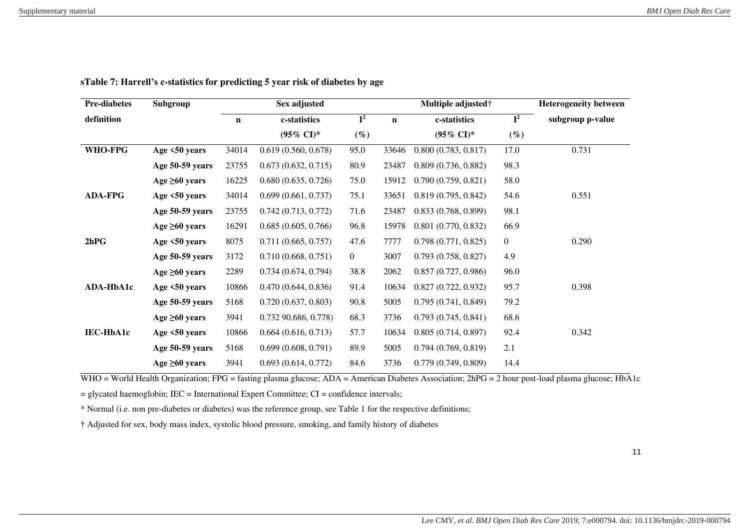**sTable 7: Harrell's c-statistics for predicting 5 year risk of diabetes by age**

| Pre-diabetes definition | Subgroup | Sex adjusted | | | Multiple adjusted† | | | Heterogeneity between subgroup p-value |
|---|---|---|---|---|---|---|---|---|
| | | n | c-statistics (95% CI)* | $I^2$ (%) | n | c-statistics (95% CI)* | $I^2$ (%) | |
| **WHO-FPG** | **Age <50 years** | 34014 | 0.619 (0.560, 0.678) | 95.0 | 33646 | 0.800 (0.783, 0.817) | 17.0 | 0.731 |
| | **Age 50-59 years** | 23755 | 0.673 (0.632, 0.715) | 80.9 | 23487 | 0.809 (0.736, 0.882) | 98.3 | |
| | **Age ≥60 years** | 16225 | 0.680 (0.635, 0.726) | 75.0 | 15912 | 0.790 (0.759, 0.821) | 58.0 | |
| **ADA-FPG** | **Age <50 years** | 34014 | 0.699 (0.661, 0.737) | 75.1 | 33651 | 0.819 (0.795, 0.842) | 54.6 | 0.551 |
| | **Age 50-59 years** | 23755 | 0.742 (0.713, 0.772) | 71.6 | 23487 | 0.833 (0.768, 0.899) | 98.1 | |
| | **Age ≥60 years** | 16291 | 0.685 (0.605, 0.766) | 96.8 | 15978 | 0.801 (0.770, 0.832) | 66.9 | |
| **2hPG** | **Age <50 years** | 8075 | 0.711 (0.665, 0.757) | 47.6 | 7777 | 0.798 (0.771, 0.825) | 0 | 0.290 |
| | **Age 50-59 years** | 3172 | 0.710 (0.668, 0.751) | 0 | 3007 | 0.793 (0.758, 0.827) | 4.9 | |
| | **Age ≥60 years** | 2289 | 0.734 (0.674, 0.794) | 38.8 | 2062 | 0.857 (0.727, 0.986) | 96.0 | |
| **ADA-HbA1c** | **Age <50 years** | 10866 | 0.470 (0.644, 0.836) | 91.4 | 10634 | 0.827 (0.722, 0.932) | 95.7 | 0.398 |
| | **Age 50-59 years** | 5168 | 0.720 (0.637, 0.803) | 90.8 | 5005 | 0.795 (0.741, 0.849) | 79.2 | |
| | **Age ≥60 years** | 3941 | 0.732 90.686, 0.778) | 68.3 | 3736 | 0.793 (0.745, 0.841) | 68.6 | |
| **IEC-HbA1c** | **Age <50 years** | 10866 | 0.664 (0.616, 0.713) | 57.7 | 10634 | 0.805 (0.714, 0.897) | 92.4 | 0.342 |
| | **Age 50-59 years** | 5168 | 0.699 (0.608, 0.791) | 89.9 | 5005 | 0.794 (0.769, 0.819) | 2.1 | |
| | **Age ≥60 years** | 3941 | 0.693 (0.614, 0.772) | 84.6 | 3736 | 0.779 (0.749, 0.809) | 14.4 | |

WHO = World Health Organization; FPG = fasting plasma glucose; ADA = American Diabetes Association; 2hPG = 2 hour post-load plasma glucose; HbA1c = glycated haemoglobin; IEC = International Expert Committee; CI = confidence intervals;

\* Normal (i.e. non pre-diabetes or diabetes) was the reference group, see Table 1 for the respective definitions;

† Adjusted for sex, body mass index, systolic blood pressure, smoking, and family history of diabetes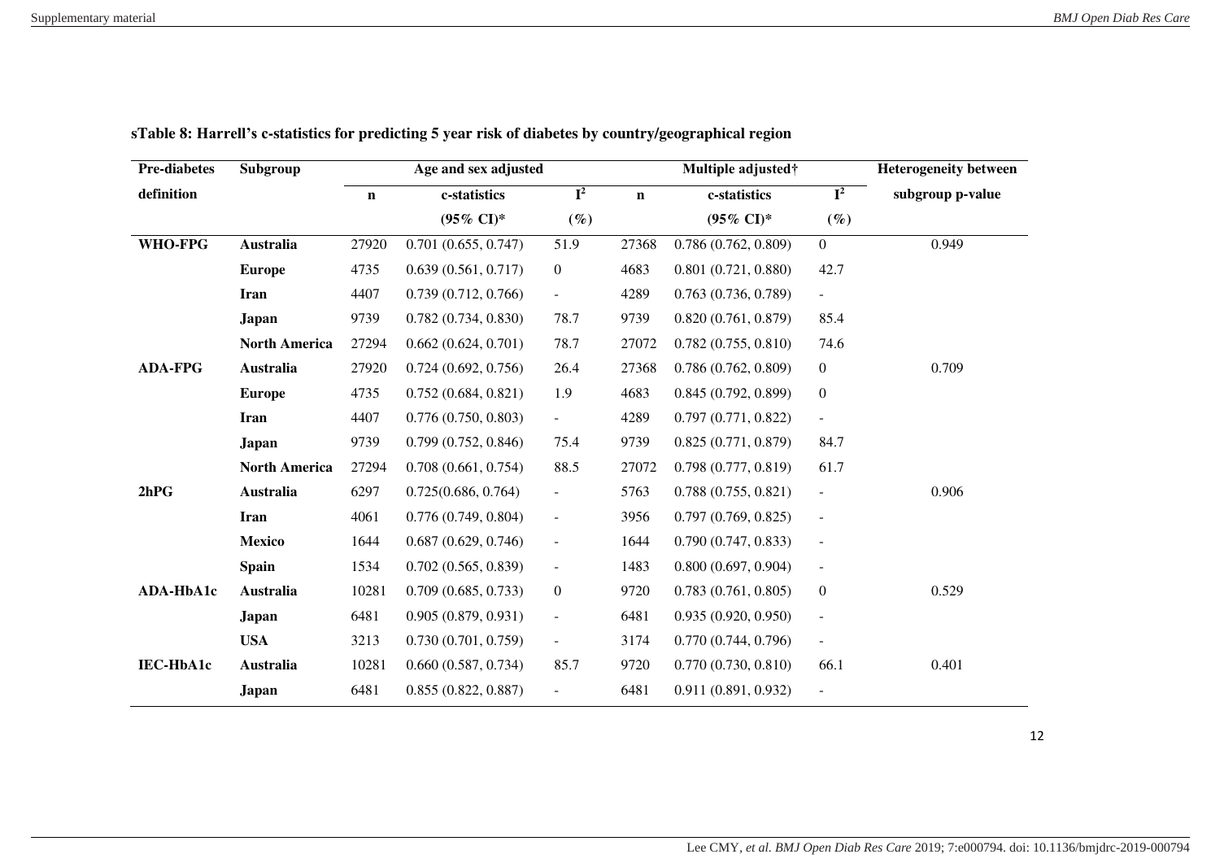**sTable 8: Harrell's c-statistics for predicting 5 year risk of diabetes by country/geographical region**

| Pre-diabetes definition | Subgroup | Age and sex adjusted | | | Multiple adjusted† | | | Heterogeneity between subgroup p-value |
|---|---|---|---|---|---|---|---|---|
| | | n | c-statistics (95% CI)* | $I^2$ (%) | n | c-statistics (95% CI)* | $I^2$ (%) | |
| **WHO-FPG** | **Australia** | 27920 | 0.701 (0.655, 0.747) | 51.9 | 27368 | 0.786 (0.762, 0.809) | 0 | 0.949 |
| | **Europe** | 4735 | 0.639 (0.561, 0.717) | 0 | 4683 | 0.801 (0.721, 0.880) | 42.7 | |
| | **Iran** | 4407 | 0.739 (0.712, 0.766) | - | 4289 | 0.763 (0.736, 0.789) | - | |
| | **Japan** | 9739 | 0.782 (0.734, 0.830) | 78.7 | 9739 | 0.820 (0.761, 0.879) | 85.4 | |
| | **North America** | 27294 | 0.662 (0.624, 0.701) | 78.7 | 27072 | 0.782 (0.755, 0.810) | 74.6 | |
| **ADA-FPG** | **Australia** | 27920 | 0.724 (0.692, 0.756) | 26.4 | 27368 | 0.786 (0.762, 0.809) | 0 | 0.709 |
| | **Europe** | 4735 | 0.752 (0.684, 0.821) | 1.9 | 4683 | 0.845 (0.792, 0.899) | 0 | |
| | **Iran** | 4407 | 0.776 (0.750, 0.803) | - | 4289 | 0.797 (0.771, 0.822) | - | |
| | **Japan** | 9739 | 0.799 (0.752, 0.846) | 75.4 | 9739 | 0.825 (0.771, 0.879) | 84.7 | |
| | **North America** | 27294 | 0.708 (0.661, 0.754) | 88.5 | 27072 | 0.798 (0.777, 0.819) | 61.7 | |
| **2hPG** | **Australia** | 6297 | 0.725(0.686, 0.764) | - | 5763 | 0.788 (0.755, 0.821) | - | 0.906 |
| | **Iran** | 4061 | 0.776 (0.749, 0.804) | - | 3956 | 0.797 (0.769, 0.825) | - | |
| | **Mexico** | 1644 | 0.687 (0.629, 0.746) | - | 1644 | 0.790 (0.747, 0.833) | - | |
| | **Spain** | 1534 | 0.702 (0.565, 0.839) | - | 1483 | 0.800 (0.697, 0.904) | - | |
| **ADA-HbA1c** | **Australia** | 10281 | 0.709 (0.685, 0.733) | 0 | 9720 | 0.783 (0.761, 0.805) | 0 | 0.529 |
| | **Japan** | 6481 | 0.905 (0.879, 0.931) | - | 6481 | 0.935 (0.920, 0.950) | - | |
| | **USA** | 3213 | 0.730 (0.701, 0.759) | - | 3174 | 0.770 (0.744, 0.796) | - | |
| **IEC-HbA1c** | **Australia** | 10281 | 0.660 (0.587, 0.734) | 85.7 | 9720 | 0.770 (0.730, 0.810) | 66.1 | 0.401 |
| | **Japan** | 6481 | 0.855 (0.822, 0.887) | - | 6481 | 0.911 (0.891, 0.932) | - | |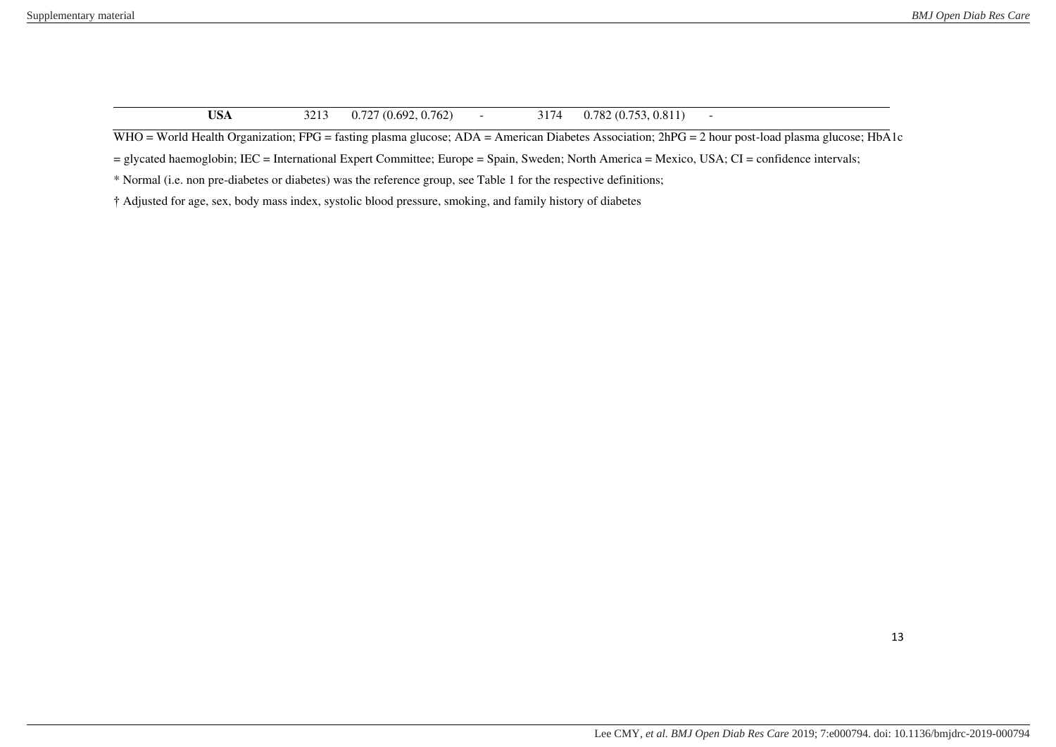| | | | | | | |
|---|---|---|---|---|---|---|
| **USA** | 3213 | 0.727 (0.692, 0.762) | - | 3174 | 0.782 (0.753, 0.811) | - |

WHO = World Health Organization; FPG = fasting plasma glucose; ADA = American Diabetes Association; 2hPG = 2 hour post-load plasma glucose; HbA1c = glycated haemoglobin; IEC = International Expert Committee; Europe = Spain, Sweden; North America = Mexico, USA; CI = confidence intervals;

* Normal (i.e. non pre-diabetes or diabetes) was the reference group, see Table 1 for the respective definitions;

† Adjusted for age, sex, body mass index, systolic blood pressure, smoking, and family history of diabetes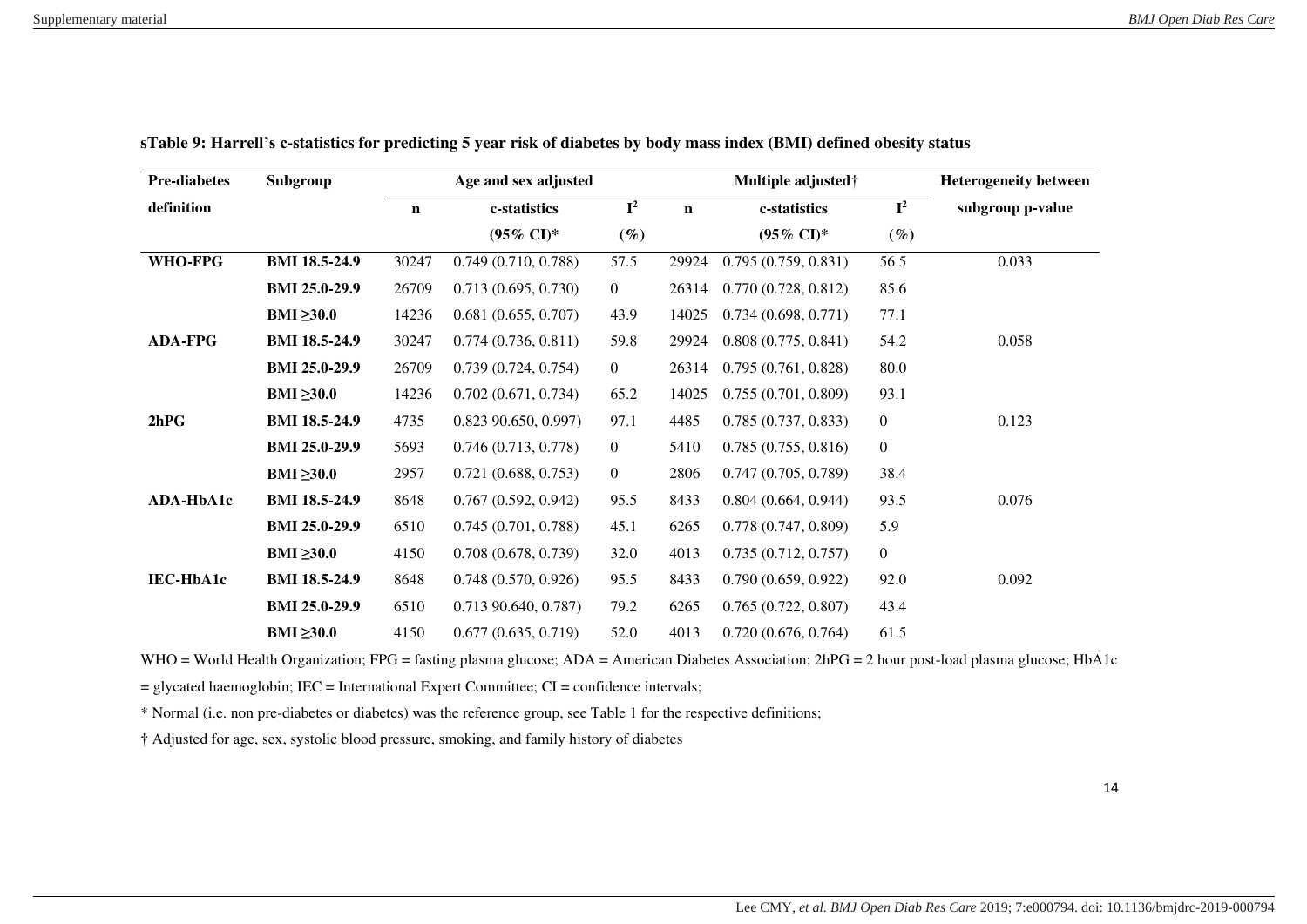**sTable 9: Harrell's c-statistics for predicting 5 year risk of diabetes by body mass index (BMI) defined obesity status**

| Pre-diabetes definition | Subgroup | Age and sex adjusted | | | Multiple adjusted† | | | Heterogeneity between subgroup p-value |
|---|---|---|---|---|---|---|---|---|
| | | n | c-statistics (95% CI)* | $I^2$ (%) | n | c-statistics (95% CI)* | $I^2$ (%) | |
| **WHO-FPG** | **BMI 18.5-24.9** | 30247 | 0.749 (0.710, 0.788) | 57.5 | 29924 | 0.795 (0.759, 0.831) | 56.5 | 0.033 |
| | **BMI 25.0-29.9** | 26709 | 0.713 (0.695, 0.730) | 0 | 26314 | 0.770 (0.728, 0.812) | 85.6 | |
| | **BMI ≥30.0** | 14236 | 0.681 (0.655, 0.707) | 43.9 | 14025 | 0.734 (0.698, 0.771) | 77.1 | |
| **ADA-FPG** | **BMI 18.5-24.9** | 30247 | 0.774 (0.736, 0.811) | 59.8 | 29924 | 0.808 (0.775, 0.841) | 54.2 | 0.058 |
| | **BMI 25.0-29.9** | 26709 | 0.739 (0.724, 0.754) | 0 | 26314 | 0.795 (0.761, 0.828) | 80.0 | |
| | **BMI ≥30.0** | 14236 | 0.702 (0.671, 0.734) | 65.2 | 14025 | 0.755 (0.701, 0.809) | 93.1 | |
| **2hPG** | **BMI 18.5-24.9** | 4735 | 0.823 90.650, 0.997) | 97.1 | 4485 | 0.785 (0.737, 0.833) | 0 | 0.123 |
| | **BMI 25.0-29.9** | 5693 | 0.746 (0.713, 0.778) | 0 | 5410 | 0.785 (0.755, 0.816) | 0 | |
| | **BMI ≥30.0** | 2957 | 0.721 (0.688, 0.753) | 0 | 2806 | 0.747 (0.705, 0.789) | 38.4 | |
| **ADA-HbA1c** | **BMI 18.5-24.9** | 8648 | 0.767 (0.592, 0.942) | 95.5 | 8433 | 0.804 (0.664, 0.944) | 93.5 | 0.076 |
| | **BMI 25.0-29.9** | 6510 | 0.745 (0.701, 0.788) | 45.1 | 6265 | 0.778 (0.747, 0.809) | 5.9 | |
| | **BMI ≥30.0** | 4150 | 0.708 (0.678, 0.739) | 32.0 | 4013 | 0.735 (0.712, 0.757) | 0 | |
| **IEC-HbA1c** | **BMI 18.5-24.9** | 8648 | 0.748 (0.570, 0.926) | 95.5 | 8433 | 0.790 (0.659, 0.922) | 92.0 | 0.092 |
| | **BMI 25.0-29.9** | 6510 | 0.713 90.640, 0.787) | 79.2 | 6265 | 0.765 (0.722, 0.807) | 43.4 | |
| | **BMI ≥30.0** | 4150 | 0.677 (0.635, 0.719) | 52.0 | 4013 | 0.720 (0.676, 0.764) | 61.5 | |

WHO = World Health Organization; FPG = fasting plasma glucose; ADA = American Diabetes Association; 2hPG = 2 hour post-load plasma glucose; HbA1c = glycated haemoglobin; IEC = International Expert Committee; CI = confidence intervals;

* Normal (i.e. non pre-diabetes or diabetes) was the reference group, see Table 1 for the respective definitions;

† Adjusted for age, sex, systolic blood pressure, smoking, and family history of diabetes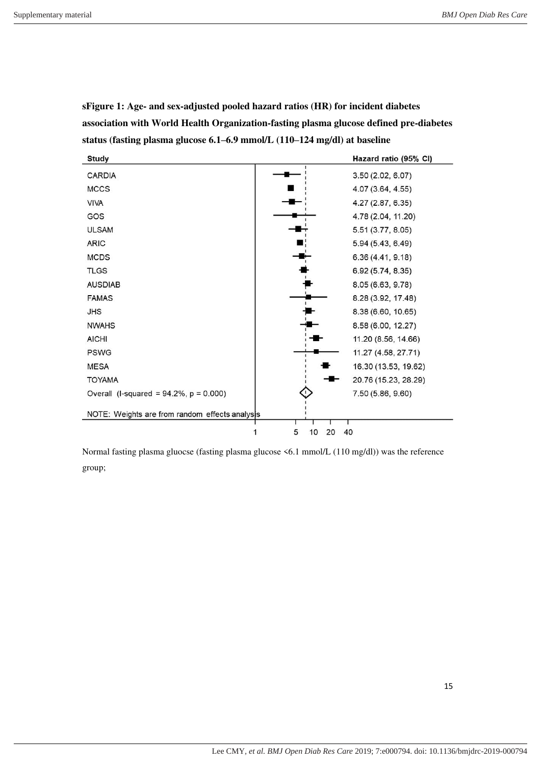**sFigure 1: Age- and sex-adjusted pooled hazard ratios (HR) for incident diabetes association with World Health Organization-fasting plasma glucose defined pre-diabetes status (fasting plasma glucose 6.1–6.9 mmol/L (110–124 mg/dl) at baseline**

| Study | Hazard ratio (95% CI) |
|---|---|
| CARDIA | 3.50 (2.02, 6.07) |
| MCCS | 4.07 (3.64, 4.55) |
| VIVA | 4.27 (2.87, 6.35) |
| GOS | 4.78 (2.04, 11.20) |
| ULSAM | 5.51 (3.77, 8.05) |
| ARIC | 5.94 (5.43, 6.49) |
| MCDS | 6.36 (4.41, 9.18) |
| TLGS | 6.92 (5.74, 8.35) |
| AUSDIAB | 8.05 (6.63, 9.78) |
| FAMAS | 8.28 (3.92, 17.48) |
| JHS | 8.38 (6.60, 10.65) |
| NWAHS | 8.58 (6.00, 12.27) |
| AICHI | 11.20 (8.56, 14.66) |
| PSWG | 11.27 (4.58, 27.71) |
| MESA | 16.30 (13.53, 19.62) |
| TOYAMA | 20.76 (15.23, 28.29) |
| Overall (I-squared = 94.2%, p = 0.000) | 7.50 (5.86, 9.60) |

NOTE: Weights are from random effects analysis

Normal fasting plasma gluocse (fasting plasma glucose <6.1 mmol/L (110 mg/dl)) was the reference group;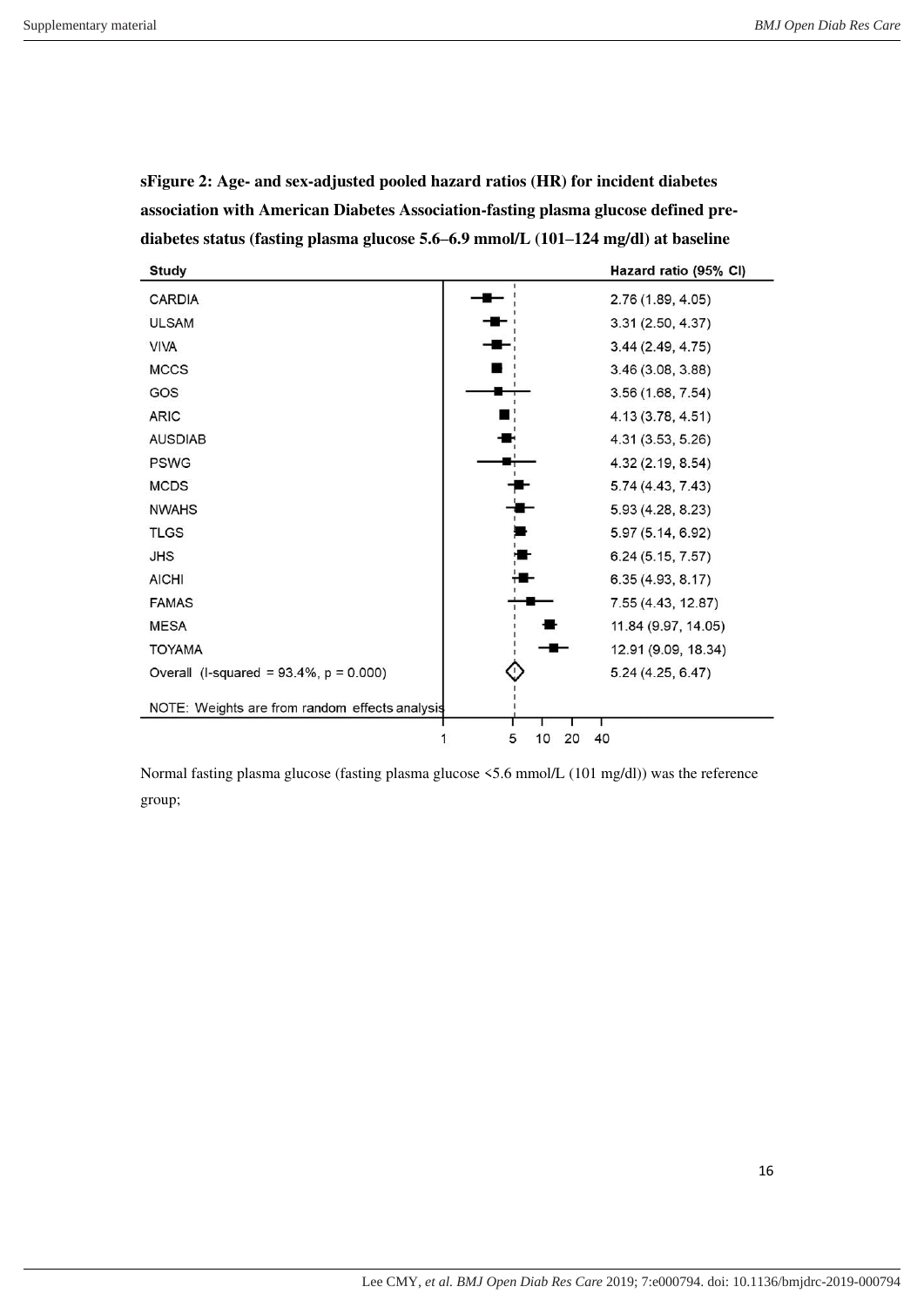**sFigure 2: Age- and sex-adjusted pooled hazard ratios (HR) for incident diabetes association with American Diabetes Association-fasting plasma glucose defined pre-diabetes status (fasting plasma glucose 5.6–6.9 mmol/L (101–124 mg/dl) at baseline**

| Study | Hazard ratio (95% CI) |
|---|---|
| CARDIA | 2.76 (1.89, 4.05) |
| ULSAM | 3.31 (2.50, 4.37) |
| VIVA | 3.44 (2.49, 4.75) |
| MCCS | 3.46 (3.08, 3.88) |
| GOS | 3.56 (1.68, 7.54) |
| ARIC | 4.13 (3.78, 4.51) |
| AUSDIAB | 4.31 (3.53, 5.26) |
| PSWG | 4.32 (2.19, 8.54) |
| MCDS | 5.74 (4.43, 7.43) |
| NWAHS | 5.93 (4.28, 8.23) |
| TLGS | 5.97 (5.14, 6.92) |
| JHS | 6.24 (5.15, 7.57) |
| AICHI | 6.35 (4.93, 8.17) |
| FAMAS | 7.55 (4.43, 12.87) |
| MESA | 11.84 (9.97, 14.05) |
| TOYAMA | 12.91 (9.09, 18.34) |
| Overall (I-squared = 93.4%, p = 0.000) | 5.24 (4.25, 6.47) |

NOTE: Weights are from random effects analysis

Normal fasting plasma glucose (fasting plasma glucose <5.6 mmol/L (101 mg/dl)) was the reference group;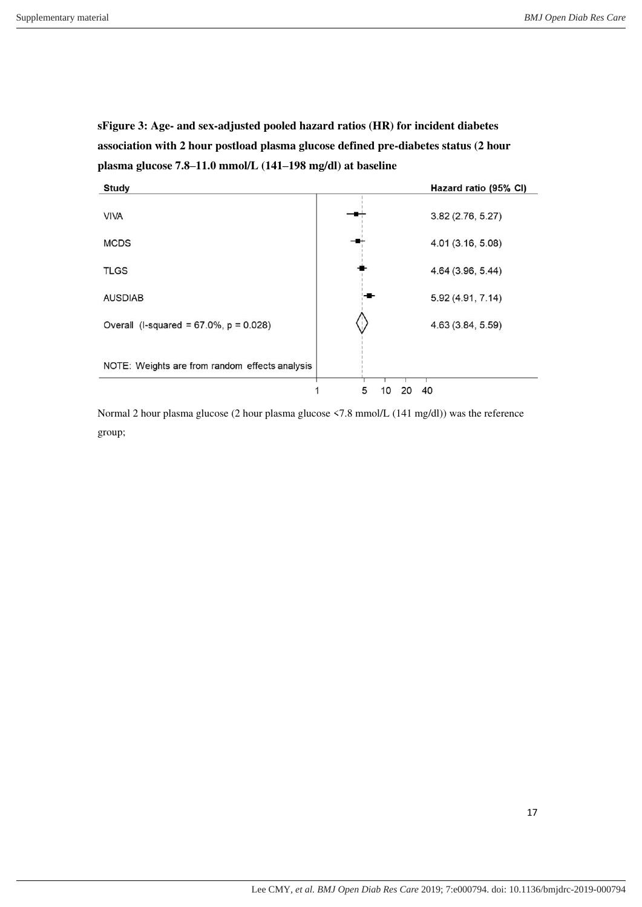**sFigure 3: Age- and sex-adjusted pooled hazard ratios (HR) for incident diabetes association with 2 hour postload plasma glucose defined pre-diabetes status (2 hour plasma glucose 7.8–11.0 mmol/L (141–198 mg/dl) at baseline**

| Study | Hazard ratio (95% CI) |
|---|---|
| VIVA | 3.82 (2.76, 5.27) |
| MCDS | 4.01 (3.16, 5.08) |
| TLGS | 4.64 (3.96, 5.44) |
| AUSDIAB | 5.92 (4.91, 7.14) |
| Overall (I-squared = 67.0%, p = 0.028) | 4.63 (3.84, 5.59) |

NOTE: Weights are from random effects analysis

Normal 2 hour plasma glucose (2 hour plasma glucose <7.8 mmol/L (141 mg/dl)) was the reference group;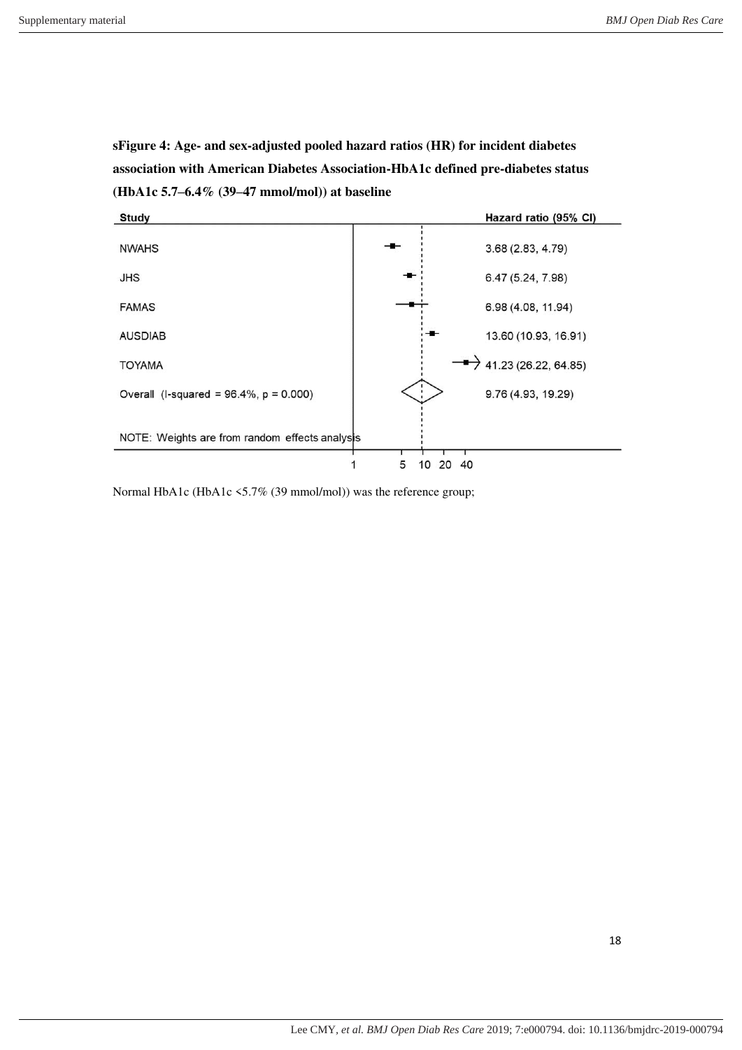**sFigure 4: Age- and sex-adjusted pooled hazard ratios (HR) for incident diabetes association with American Diabetes Association-HbA1c defined pre-diabetes status (HbA1c 5.7–6.4% (39–47 mmol/mol)) at baseline**

| Study | Hazard ratio (95% CI) |
|---|---|
| NWAHS | 3.68 (2.83, 4.79) |
| JHS | 6.47 (5.24, 7.98) |
| FAMAS | 6.98 (4.08, 11.94) |
| AUSDIAB | 13.60 (10.93, 16.91) |
| TOYAMA | 41.23 (26.22, 64.85) |
| Overall (I-squared = 96.4%, p = 0.000) | 9.76 (4.93, 19.29) |

NOTE: Weights are from random effects analysis

Normal HbA1c (HbA1c <5.7% (39 mmol/mol)) was the reference group;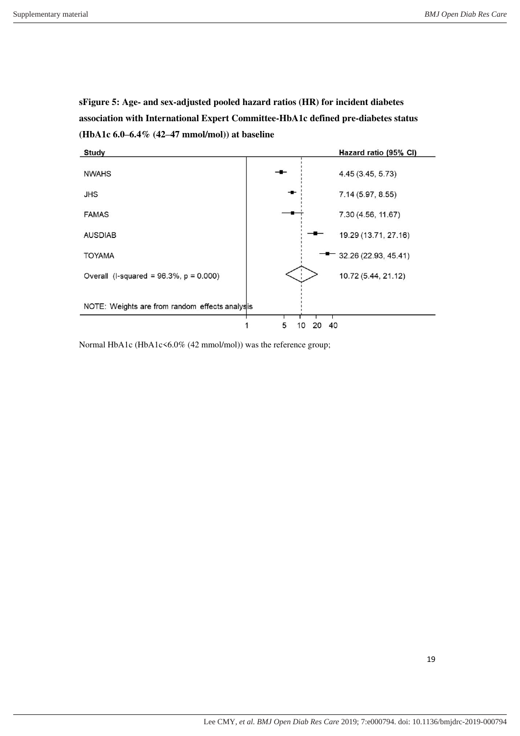**sFigure 5: Age- and sex-adjusted pooled hazard ratios (HR) for incident diabetes association with International Expert Committee-HbA1c defined pre-diabetes status (HbA1c 6.0–6.4% (42–47 mmol/mol)) at baseline**

| Study | Hazard ratio (95% CI) |
|---|---|
| NWAHS | 4.45 (3.45, 5.73) |
| JHS | 7.14 (5.97, 8.55) |
| FAMAS | 7.30 (4.56, 11.67) |
| AUSDIAB | 19.29 (13.71, 27.16) |
| TOYAMA | 32.26 (22.93, 45.41) |
| Overall (I-squared = 96.3%, p = 0.000) | 10.72 (5.44, 21.12) |

NOTE: Weights are from random effects analysis

1 5 10 20 40

Normal HbA1c (HbA1c<6.0% (42 mmol/mol)) was the reference group;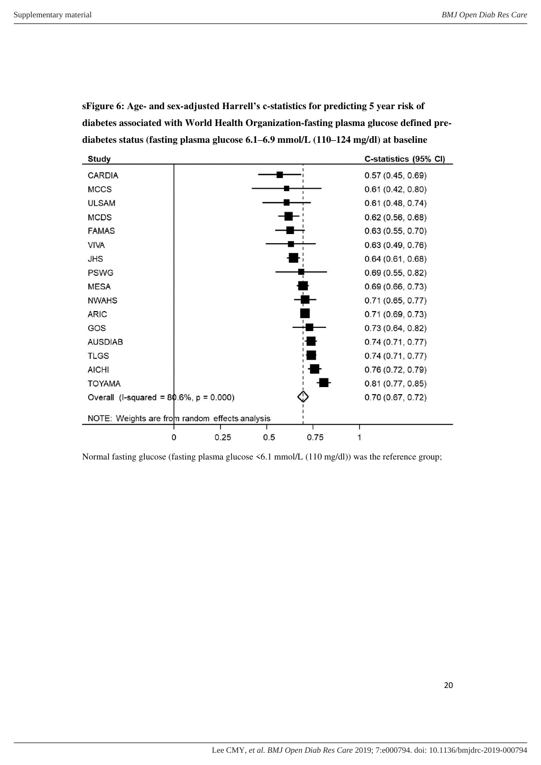**sFigure 6: Age- and sex-adjusted Harrell's c-statistics for predicting 5 year risk of diabetes associated with World Health Organization-fasting plasma glucose defined pre-diabetes status (fasting plasma glucose 6.1–6.9 mmol/L (110–124 mg/dl) at baseline**

| Study | C-statistics (95% CI) |
|---|---|
| CARDIA | 0.57 (0.45, 0.69) |
| MCCS | 0.61 (0.42, 0.80) |
| ULSAM | 0.61 (0.48, 0.74) |
| MCDS | 0.62 (0.56, 0.68) |
| FAMAS | 0.63 (0.55, 0.70) |
| VIVA | 0.63 (0.49, 0.76) |
| JHS | 0.64 (0.61, 0.68) |
| PSWG | 0.69 (0.55, 0.82) |
| MESA | 0.69 (0.66, 0.73) |
| NWAHS | 0.71 (0.65, 0.77) |
| ARIC | 0.71 (0.69, 0.73) |
| GOS | 0.73 (0.64, 0.82) |
| AUSDIAB | 0.74 (0.71, 0.77) |
| TLGS | 0.74 (0.71, 0.77) |
| AICHI | 0.76 (0.72, 0.79) |
| TOYAMA | 0.81 (0.77, 0.85) |
| Overall (I-squared = 80.6%, p = 0.000) | 0.70 (0.67, 0.72) |

NOTE: Weights are from random effects analysis

Normal fasting glucose (fasting plasma glucose <6.1 mmol/L (110 mg/dl)) was the reference group;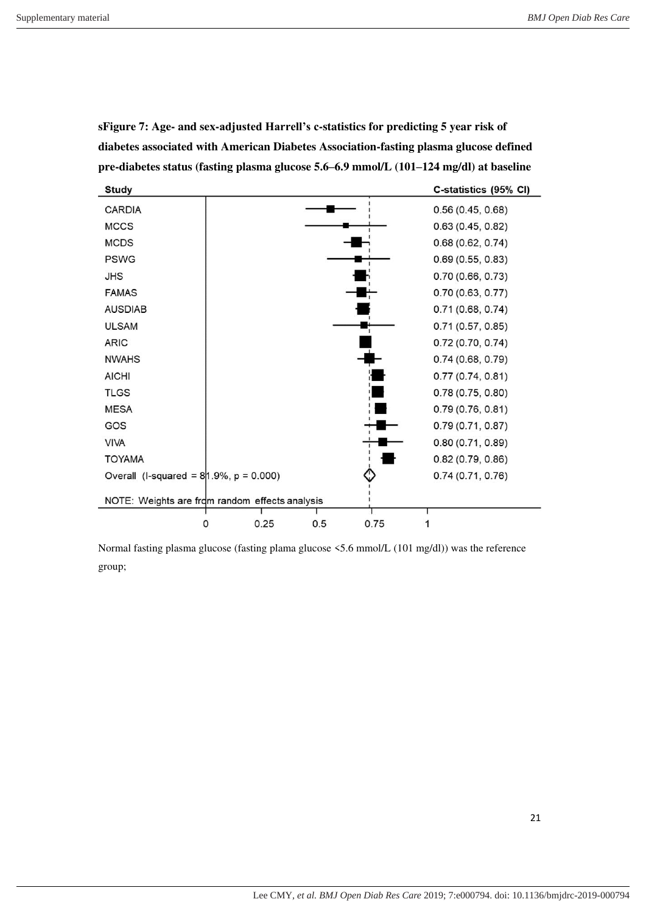**sFigure 7: Age- and sex-adjusted Harrell's c-statistics for predicting 5 year risk of diabetes associated with American Diabetes Association-fasting plasma glucose defined pre-diabetes status (fasting plasma glucose 5.6–6.9 mmol/L (101–124 mg/dl) at baseline**

| Study | C-statistics (95% CI) |
|---|---|
| CARDIA | 0.56 (0.45, 0.68) |
| MCCS | 0.63 (0.45, 0.82) |
| MCDS | 0.68 (0.62, 0.74) |
| PSWG | 0.69 (0.55, 0.83) |
| JHS | 0.70 (0.66, 0.73) |
| FAMAS | 0.70 (0.63, 0.77) |
| AUSDIAB | 0.71 (0.68, 0.74) |
| ULSAM | 0.71 (0.57, 0.85) |
| ARIC | 0.72 (0.70, 0.74) |
| NWAHS | 0.74 (0.68, 0.79) |
| AICHI | 0.77 (0.74, 0.81) |
| TLGS | 0.78 (0.75, 0.80) |
| MESA | 0.79 (0.76, 0.81) |
| GOS | 0.79 (0.71, 0.87) |
| VIVA | 0.80 (0.71, 0.89) |
| TOYAMA | 0.82 (0.79, 0.86) |
| Overall (I-squared = 81.9%, p = 0.000) | 0.74 (0.71, 0.76) |

NOTE: Weights are from random effects analysis

Normal fasting plasma glucose (fasting plama glucose <5.6 mmol/L (101 mg/dl)) was the reference group;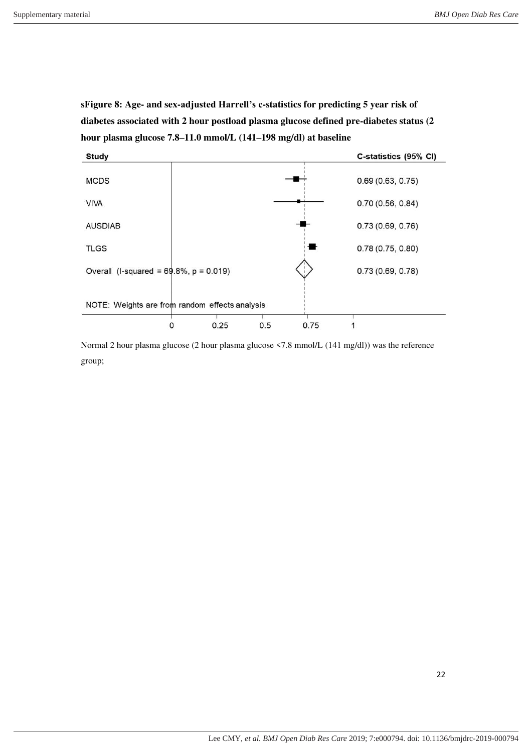**sFigure 8: Age- and sex-adjusted Harrell's c-statistics for predicting 5 year risk of diabetes associated with 2 hour postload plasma glucose defined pre-diabetes status (2 hour plasma glucose 7.8–11.0 mmol/L (141–198 mg/dl) at baseline**

| Study | C-statistics (95% CI) |
|---|---|
| MCDS | 0.69 (0.63, 0.75) |
| VIVA | 0.70 (0.56, 0.84) |
| AUSDIAB | 0.73 (0.69, 0.76) |
| TLGS | 0.78 (0.75, 0.80) |
| Overall (I-squared = 69.8%, p = 0.019) | 0.73 (0.69, 0.78) |

NOTE: Weights are from random effects analysis

Normal 2 hour plasma glucose (2 hour plasma glucose <7.8 mmol/L (141 mg/dl)) was the reference group;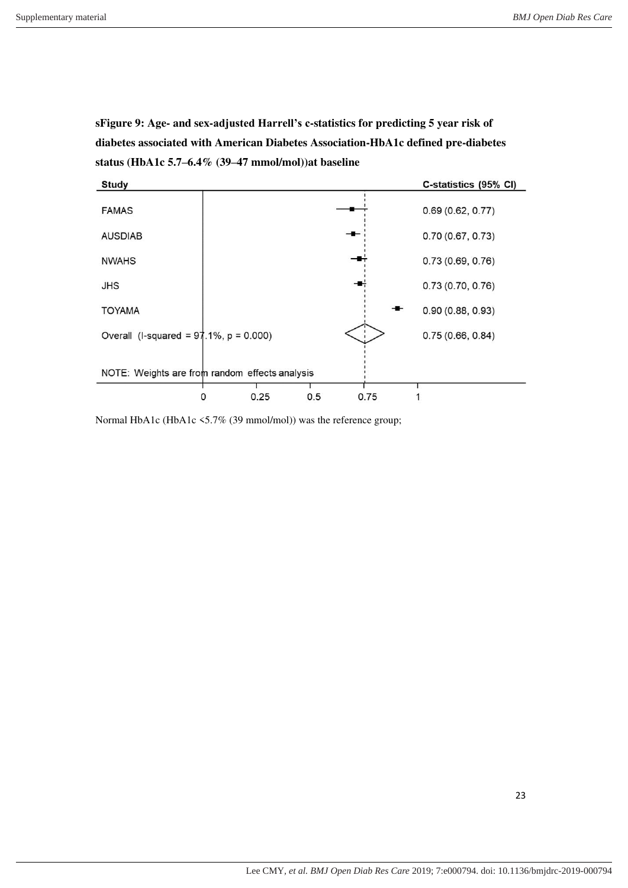**sFigure 9: Age- and sex-adjusted Harrell's c-statistics for predicting 5 year risk of diabetes associated with American Diabetes Association-HbA1c defined pre-diabetes status (HbA1c 5.7–6.4% (39–47 mmol/mol))at baseline**

| Study | C-statistics (95% CI) |
|---|---|
| FAMAS | 0.69 (0.62, 0.77) |
| AUSDIAB | 0.70 (0.67, 0.73) |
| NWAHS | 0.73 (0.69, 0.76) |
| JHS | 0.73 (0.70, 0.76) |
| TOYAMA | 0.90 (0.88, 0.93) |
| Overall (I-squared = 97.1%, p = 0.000) | 0.75 (0.66, 0.84) |

NOTE: Weights are from random effects analysis

Normal HbA1c (HbA1c <5.7% (39 mmol/mol)) was the reference group;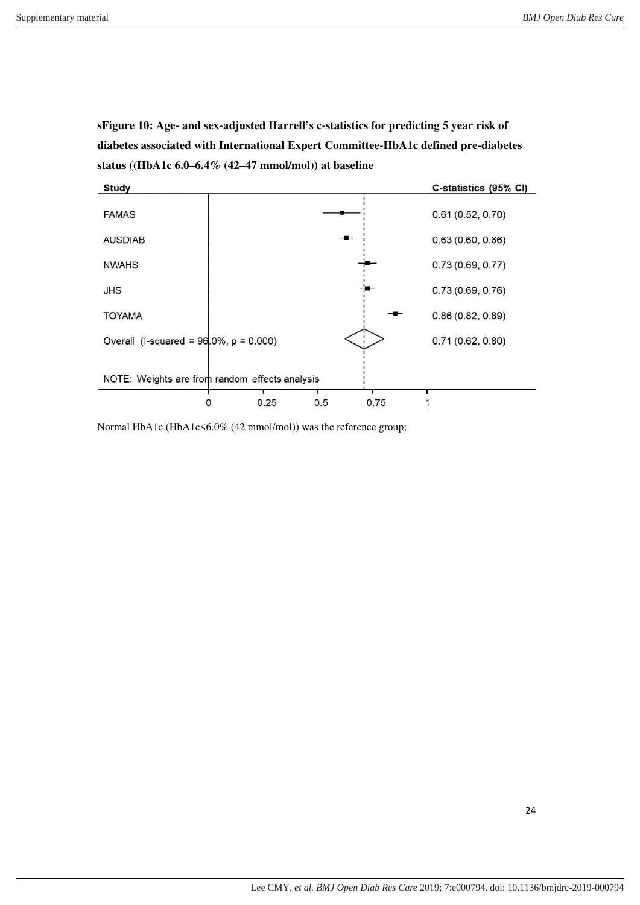**sFigure 10: Age- and sex-adjusted Harrell's c-statistics for predicting 5 year risk of diabetes associated with International Expert Committee-HbA1c defined pre-diabetes status ((HbA1c 6.0–6.4% (42–47 mmol/mol)) at baseline**

| Study | C-statistics (95% CI) |
|---|---|
| FAMAS | 0.61 (0.52, 0.70) |
| AUSDIAB | 0.63 (0.60, 0.66) |
| NWAHS | 0.73 (0.69, 0.77) |
| JHS | 0.73 (0.69, 0.76) |
| TOYAMA | 0.86 (0.82, 0.89) |
| Overall (I-squared = 96.0%, p = 0.000) | 0.71 (0.62, 0.80) |

NOTE: Weights are from random effects analysis

Normal HbA1c (HbA1c<6.0% (42 mmol/mol)) was the reference group;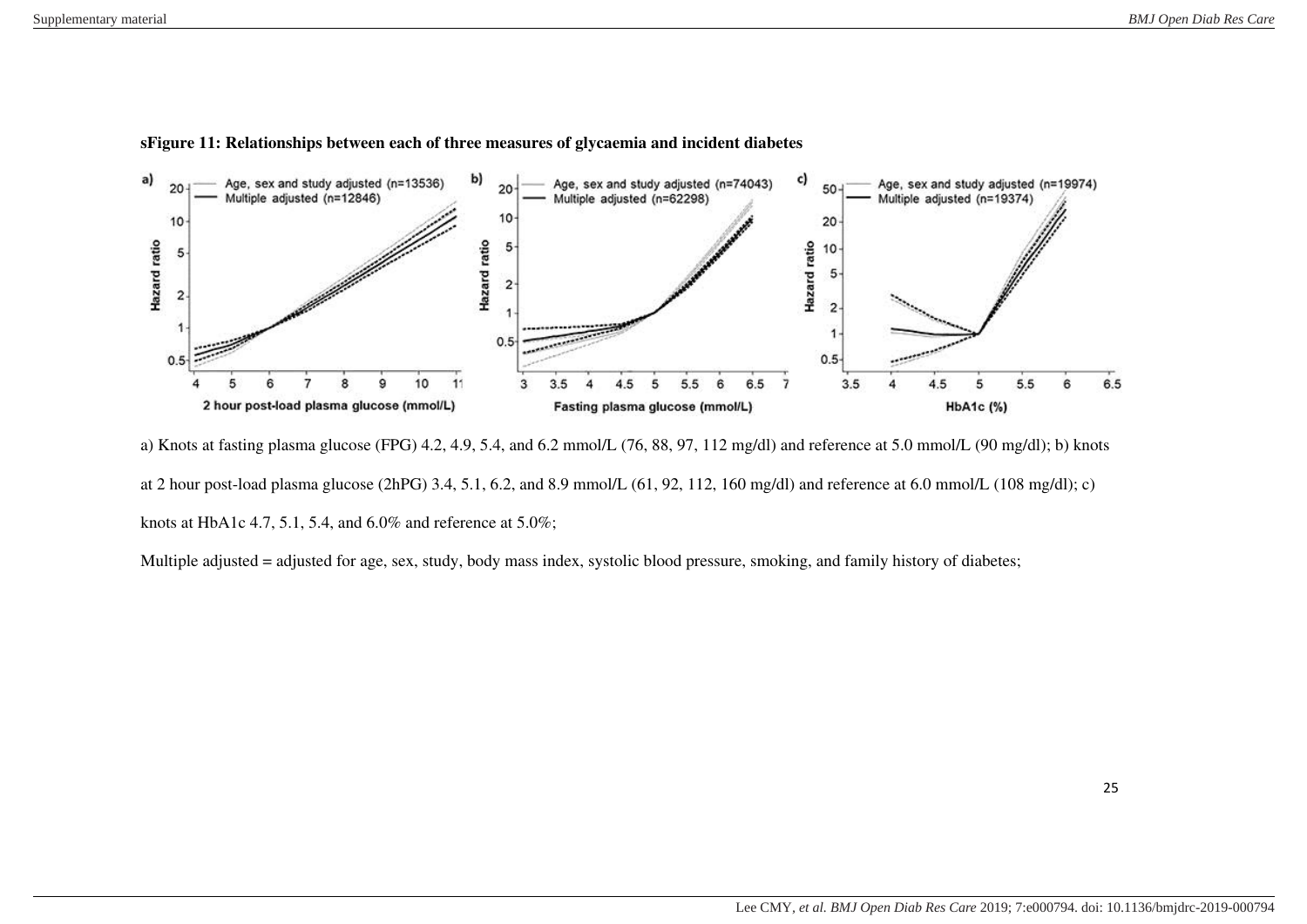**sFigure 11: Relationships between each of three measures of glycaemia and incident diabetes**

a)
Age, sex and study adjusted (n=13536)
Multiple adjusted (n=12846)
Hazard ratio
20
10
5
2
1
0.5
4 5 6 7 8 9 10 11
2 hour post-load plasma glucose (mmol/L)

b)
Age, sex and study adjusted (n=74043)
Multiple adjusted (n=62298)
Hazard ratio
20
10
5
2
1
0.5
3 3.5 4 4.5 5 5.5 6 6.5 7
Fasting plasma glucose (mmol/L)

c)
Age, sex and study adjusted (n=19974)
Multiple adjusted (n=19374)
Hazard ratio
50
20
10
5
2
1
0.5
3.5 4 4.5 5 5.5 6 6.5
HbA1c (%)

a) Knots at fasting plasma glucose (FPG) 4.2, 4.9, 5.4, and 6.2 mmol/L (76, 88, 97, 112 mg/dl) and reference at 5.0 mmol/L (90 mg/dl); b) knots at 2 hour post-load plasma glucose (2hPG) 3.4, 5.1, 6.2, and 8.9 mmol/L (61, 92, 112, 160 mg/dl) and reference at 6.0 mmol/L (108 mg/dl); c) knots at HbA1c 4.7, 5.1, 5.4, and 6.0% and reference at 5.0%;

Multiple adjusted = adjusted for age, sex, study, body mass index, systolic blood pressure, smoking, and family history of diabetes;